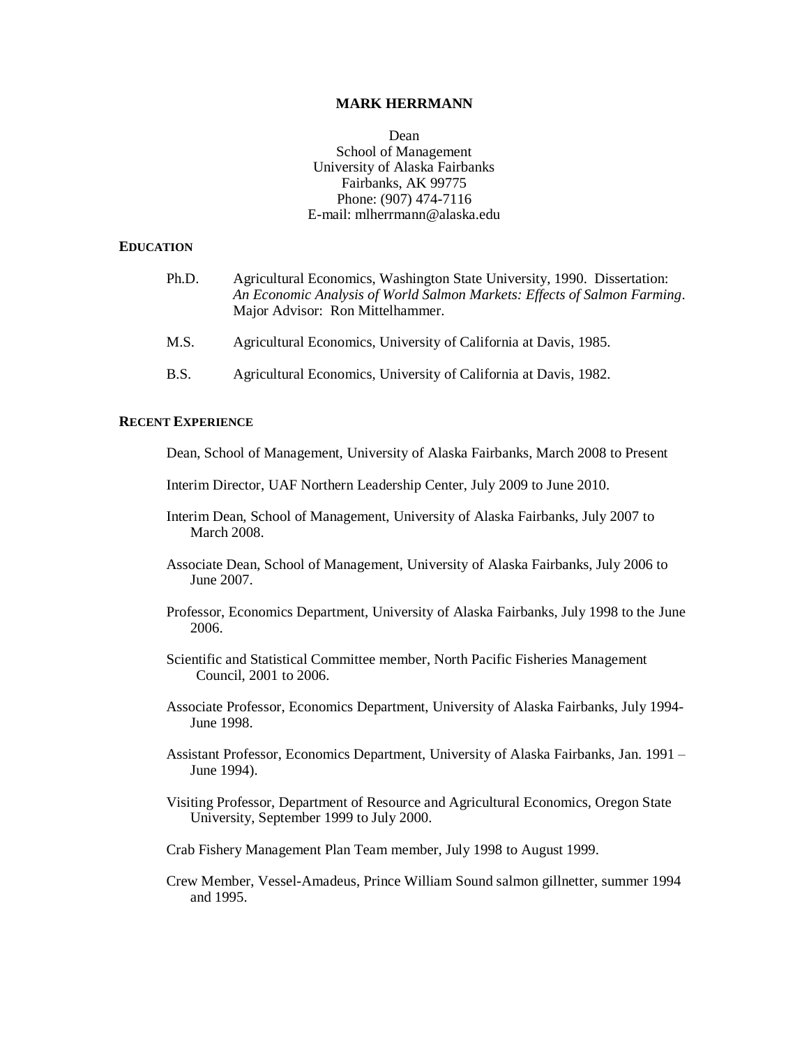# MARK HERRMANN

Dean
School of Management
University of Alaska Fairbanks
Fairbanks, AK 99775
Phone: (907) 474-7116
E-mail: mlherrmann@alaska.edu

## EDUCATION

Ph.D. Agricultural Economics, Washington State University, 1990. Dissertation: *An Economic Analysis of World Salmon Markets: Effects of Salmon Farming*. Major Advisor: Ron Mittelhammer.

M.S. Agricultural Economics, University of California at Davis, 1985.

B.S. Agricultural Economics, University of California at Davis, 1982.

## RECENT EXPERIENCE

Dean, School of Management, University of Alaska Fairbanks, March 2008 to Present

Interim Director, UAF Northern Leadership Center, July 2009 to June 2010.

Interim Dean, School of Management, University of Alaska Fairbanks, July 2007 to March 2008.

Associate Dean, School of Management, University of Alaska Fairbanks, July 2006 to June 2007.

Professor, Economics Department, University of Alaska Fairbanks, July 1998 to the June 2006.

Scientific and Statistical Committee member, North Pacific Fisheries Management Council, 2001 to 2006.

Associate Professor, Economics Department, University of Alaska Fairbanks, July 1994-June 1998.

Assistant Professor, Economics Department, University of Alaska Fairbanks, Jan. 1991 – June 1994).

Visiting Professor, Department of Resource and Agricultural Economics, Oregon State University, September 1999 to July 2000.

Crab Fishery Management Plan Team member, July 1998 to August 1999.

Crew Member, Vessel-Amadeus, Prince William Sound salmon gillnetter, summer 1994 and 1995.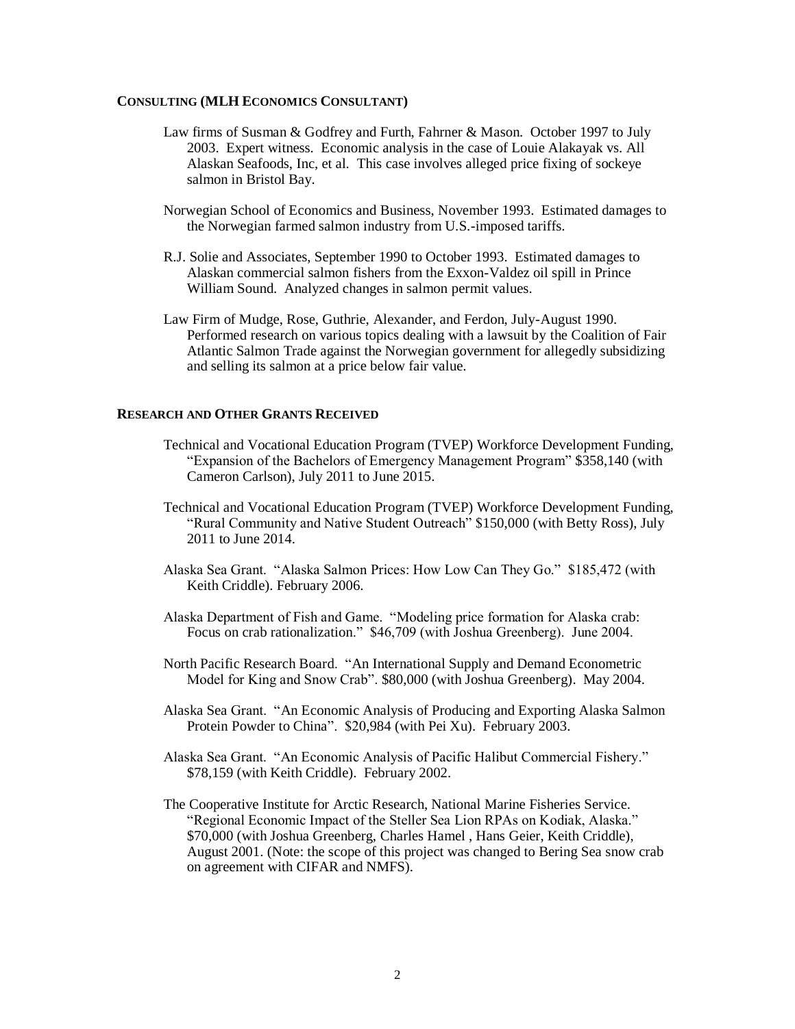## CONSULTING (MLH ECONOMICS CONSULTANT)

Law firms of Susman & Godfrey and Furth, Fahrner & Mason. October 1997 to July 2003. Expert witness. Economic analysis in the case of Louie Alakayak vs. All Alaskan Seafoods, Inc, et al. This case involves alleged price fixing of sockeye salmon in Bristol Bay.

Norwegian School of Economics and Business, November 1993. Estimated damages to the Norwegian farmed salmon industry from U.S.-imposed tariffs.

R.J. Solie and Associates, September 1990 to October 1993. Estimated damages to Alaskan commercial salmon fishers from the Exxon-Valdez oil spill in Prince William Sound. Analyzed changes in salmon permit values.

Law Firm of Mudge, Rose, Guthrie, Alexander, and Ferdon, July-August 1990. Performed research on various topics dealing with a lawsuit by the Coalition of Fair Atlantic Salmon Trade against the Norwegian government for allegedly subsidizing and selling its salmon at a price below fair value.

## RESEARCH AND OTHER GRANTS RECEIVED

Technical and Vocational Education Program (TVEP) Workforce Development Funding, "Expansion of the Bachelors of Emergency Management Program" $358,140 (with Cameron Carlson), July 2011 to June 2015.

Technical and Vocational Education Program (TVEP) Workforce Development Funding, "Rural Community and Native Student Outreach" $150,000 (with Betty Ross), July 2011 to June 2014.

Alaska Sea Grant. "Alaska Salmon Prices: How Low Can They Go." $185,472 (with Keith Criddle). February 2006.

Alaska Department of Fish and Game. "Modeling price formation for Alaska crab: Focus on crab rationalization." $46,709 (with Joshua Greenberg). June 2004.

North Pacific Research Board. "An International Supply and Demand Econometric Model for King and Snow Crab". $80,000 (with Joshua Greenberg). May 2004.

Alaska Sea Grant. "An Economic Analysis of Producing and Exporting Alaska Salmon Protein Powder to China". $20,984 (with Pei Xu). February 2003.

Alaska Sea Grant. "An Economic Analysis of Pacific Halibut Commercial Fishery." $78,159 (with Keith Criddle). February 2002.

The Cooperative Institute for Arctic Research, National Marine Fisheries Service. "Regional Economic Impact of the Steller Sea Lion RPAs on Kodiak, Alaska." $70,000 (with Joshua Greenberg, Charles Hamel , Hans Geier, Keith Criddle), August 2001. (Note: the scope of this project was changed to Bering Sea snow crab on agreement with CIFAR and NMFS).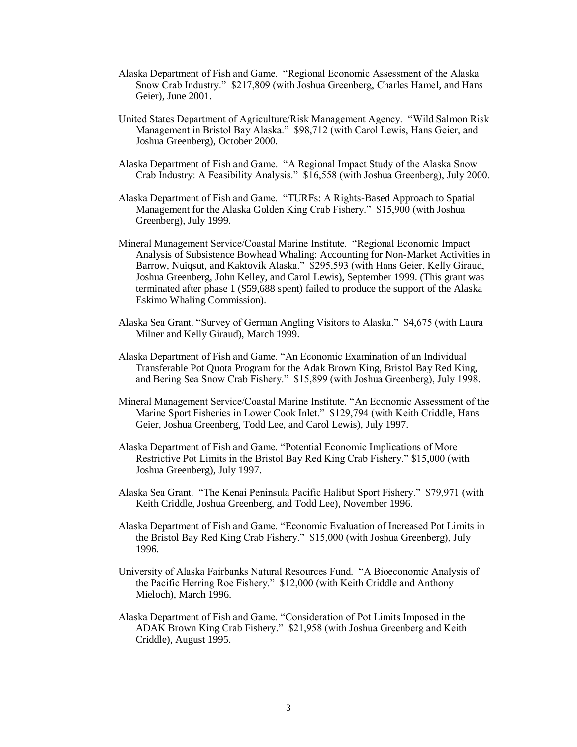Alaska Department of Fish and Game. “Regional Economic Assessment of the Alaska Snow Crab Industry.” $217,809 (with Joshua Greenberg, Charles Hamel, and Hans Geier), June 2001.

United States Department of Agriculture/Risk Management Agency. “Wild Salmon Risk Management in Bristol Bay Alaska.” $98,712 (with Carol Lewis, Hans Geier, and Joshua Greenberg), October 2000.

Alaska Department of Fish and Game. “A Regional Impact Study of the Alaska Snow Crab Industry: A Feasibility Analysis.” $16,558 (with Joshua Greenberg), July 2000.

Alaska Department of Fish and Game. “TURFs: A Rights-Based Approach to Spatial Management for the Alaska Golden King Crab Fishery.” $15,900 (with Joshua Greenberg), July 1999.

Mineral Management Service/Coastal Marine Institute. “Regional Economic Impact Analysis of Subsistence Bowhead Whaling: Accounting for Non-Market Activities in Barrow, Nuiqsut, and Kaktovik Alaska.” $295,593 (with Hans Geier, Kelly Giraud, Joshua Greenberg, John Kelley, and Carol Lewis), September 1999. (This grant was terminated after phase 1 ($59,688 spent) failed to produce the support of the Alaska Eskimo Whaling Commission).

Alaska Sea Grant. “Survey of German Angling Visitors to Alaska.” $4,675 (with Laura Milner and Kelly Giraud), March 1999.

Alaska Department of Fish and Game. “An Economic Examination of an Individual Transferable Pot Quota Program for the Adak Brown King, Bristol Bay Red King, and Bering Sea Snow Crab Fishery.” $15,899 (with Joshua Greenberg), July 1998.

Mineral Management Service/Coastal Marine Institute. “An Economic Assessment of the Marine Sport Fisheries in Lower Cook Inlet.” $129,794 (with Keith Criddle, Hans Geier, Joshua Greenberg, Todd Lee, and Carol Lewis), July 1997.

Alaska Department of Fish and Game. “Potential Economic Implications of More Restrictive Pot Limits in the Bristol Bay Red King Crab Fishery.” $15,000 (with Joshua Greenberg), July 1997.

Alaska Sea Grant. “The Kenai Peninsula Pacific Halibut Sport Fishery.” $79,971 (with Keith Criddle, Joshua Greenberg, and Todd Lee), November 1996.

Alaska Department of Fish and Game. “Economic Evaluation of Increased Pot Limits in the Bristol Bay Red King Crab Fishery.” $15,000 (with Joshua Greenberg), July 1996.

University of Alaska Fairbanks Natural Resources Fund. “A Bioeconomic Analysis of the Pacific Herring Roe Fishery.” $12,000 (with Keith Criddle and Anthony Mieloch), March 1996.

Alaska Department of Fish and Game. “Consideration of Pot Limits Imposed in the ADAK Brown King Crab Fishery.” $21,958 (with Joshua Greenberg and Keith Criddle), August 1995.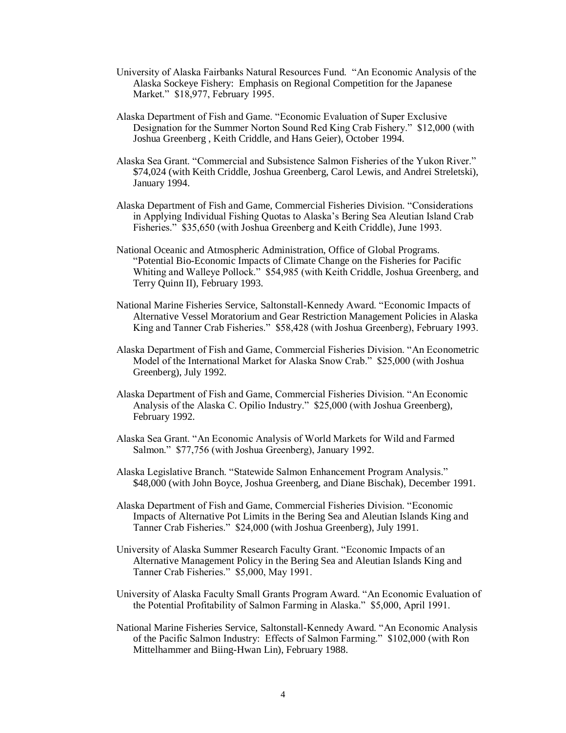University of Alaska Fairbanks Natural Resources Fund. "An Economic Analysis of the Alaska Sockeye Fishery: Emphasis on Regional Competition for the Japanese Market." $18,977, February 1995.

Alaska Department of Fish and Game. "Economic Evaluation of Super Exclusive Designation for the Summer Norton Sound Red King Crab Fishery." $12,000 (with Joshua Greenberg , Keith Criddle, and Hans Geier), October 1994.

Alaska Sea Grant. "Commercial and Subsistence Salmon Fisheries of the Yukon River." $74,024 (with Keith Criddle, Joshua Greenberg, Carol Lewis, and Andrei Streletski), January 1994.

Alaska Department of Fish and Game, Commercial Fisheries Division. "Considerations in Applying Individual Fishing Quotas to Alaska's Bering Sea Aleutian Island Crab Fisheries." $35,650 (with Joshua Greenberg and Keith Criddle), June 1993.

National Oceanic and Atmospheric Administration, Office of Global Programs. "Potential Bio-Economic Impacts of Climate Change on the Fisheries for Pacific Whiting and Walleye Pollock." $54,985 (with Keith Criddle, Joshua Greenberg, and Terry Quinn II), February 1993.

National Marine Fisheries Service, Saltonstall-Kennedy Award. "Economic Impacts of Alternative Vessel Moratorium and Gear Restriction Management Policies in Alaska King and Tanner Crab Fisheries." $58,428 (with Joshua Greenberg), February 1993.

Alaska Department of Fish and Game, Commercial Fisheries Division. "An Econometric Model of the International Market for Alaska Snow Crab." $25,000 (with Joshua Greenberg), July 1992.

Alaska Department of Fish and Game, Commercial Fisheries Division. "An Economic Analysis of the Alaska C. Opilio Industry." $25,000 (with Joshua Greenberg), February 1992.

Alaska Sea Grant. "An Economic Analysis of World Markets for Wild and Farmed Salmon." $77,756 (with Joshua Greenberg), January 1992.

Alaska Legislative Branch. "Statewide Salmon Enhancement Program Analysis." $48,000 (with John Boyce, Joshua Greenberg, and Diane Bischak), December 1991.

Alaska Department of Fish and Game, Commercial Fisheries Division. "Economic Impacts of Alternative Pot Limits in the Bering Sea and Aleutian Islands King and Tanner Crab Fisheries." $24,000 (with Joshua Greenberg), July 1991.

University of Alaska Summer Research Faculty Grant. "Economic Impacts of an Alternative Management Policy in the Bering Sea and Aleutian Islands King and Tanner Crab Fisheries." $5,000, May 1991.

University of Alaska Faculty Small Grants Program Award. "An Economic Evaluation of the Potential Profitability of Salmon Farming in Alaska." $5,000, April 1991.

National Marine Fisheries Service, Saltonstall-Kennedy Award. "An Economic Analysis of the Pacific Salmon Industry: Effects of Salmon Farming." $102,000 (with Ron Mittelhammer and Biing-Hwan Lin), February 1988.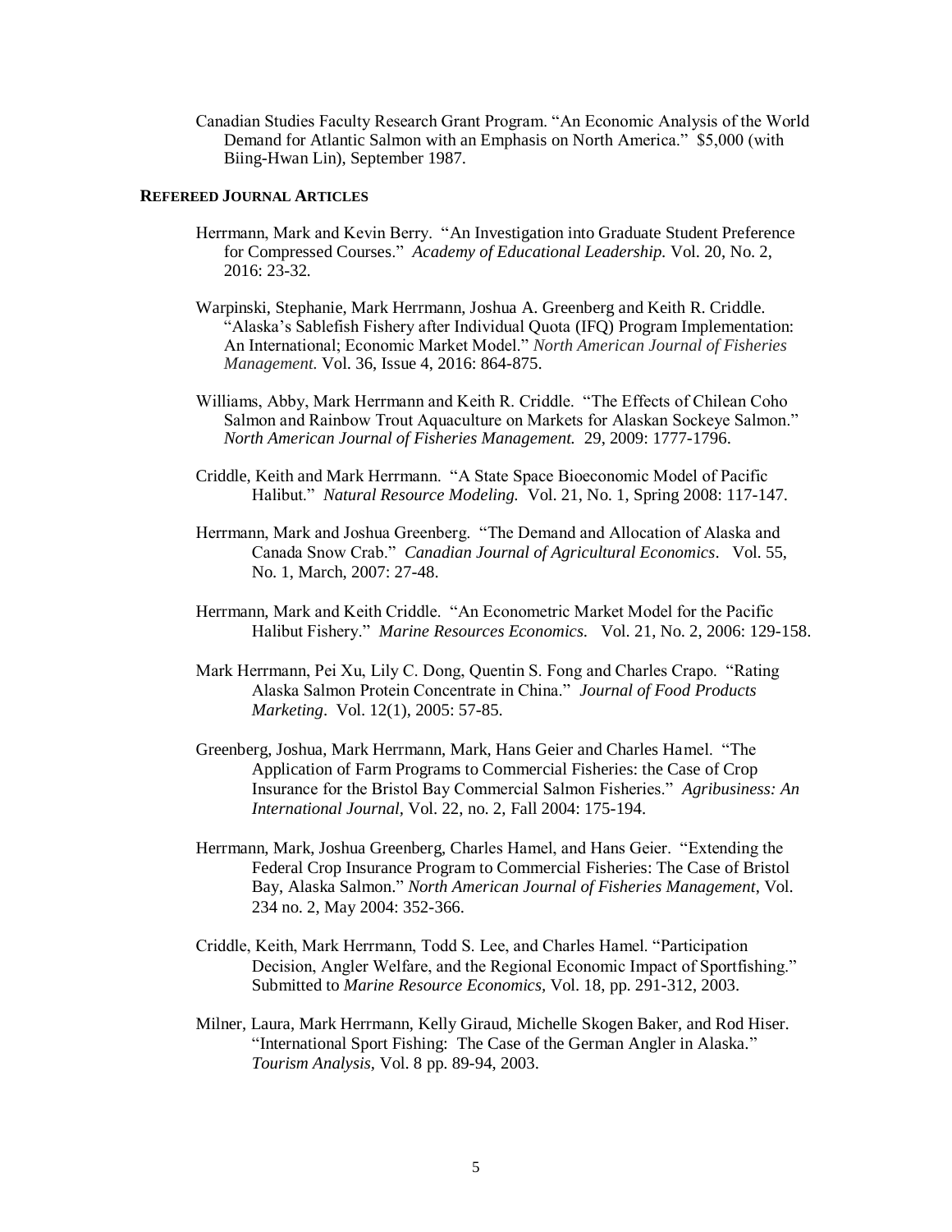Canadian Studies Faculty Research Grant Program. "An Economic Analysis of the World Demand for Atlantic Salmon with an Emphasis on North America." $5,000 (with Biing-Hwan Lin), September 1987.

## Refereed Journal Articles

Herrmann, Mark and Kevin Berry. "An Investigation into Graduate Student Preference for Compressed Courses." *Academy of Educational Leadership.* Vol. 20, No. 2, 2016: 23-32.

Warpinski, Stephanie, Mark Herrmann, Joshua A. Greenberg and Keith R. Criddle. "Alaska's Sablefish Fishery after Individual Quota (IFQ) Program Implementation: An International; Economic Market Model." *North American Journal of Fisheries Management.* Vol. 36, Issue 4, 2016: 864-875.

Williams, Abby, Mark Herrmann and Keith R. Criddle. "The Effects of Chilean Coho Salmon and Rainbow Trout Aquaculture on Markets for Alaskan Sockeye Salmon." *North American Journal of Fisheries Management.* 29, 2009: 1777-1796.

Criddle, Keith and Mark Herrmann. "A State Space Bioeconomic Model of Pacific Halibut." *Natural Resource Modeling.* Vol. 21, No. 1, Spring 2008: 117-147.

Herrmann, Mark and Joshua Greenberg. "The Demand and Allocation of Alaska and Canada Snow Crab." *Canadian Journal of Agricultural Economics*. Vol. 55, No. 1, March, 2007: 27-48.

Herrmann, Mark and Keith Criddle. "An Econometric Market Model for the Pacific Halibut Fishery." *Marine Resources Economics.* Vol. 21, No. 2, 2006: 129-158.

Mark Herrmann, Pei Xu, Lily C. Dong, Quentin S. Fong and Charles Crapo. "Rating Alaska Salmon Protein Concentrate in China." *Journal of Food Products Marketing*. Vol. 12(1), 2005: 57-85.

Greenberg, Joshua, Mark Herrmann, Mark, Hans Geier and Charles Hamel. "The Application of Farm Programs to Commercial Fisheries: the Case of Crop Insurance for the Bristol Bay Commercial Salmon Fisheries." *Agribusiness: An International Journal,* Vol. 22, no. 2, Fall 2004: 175-194.

Herrmann, Mark, Joshua Greenberg, Charles Hamel, and Hans Geier. "Extending the Federal Crop Insurance Program to Commercial Fisheries: The Case of Bristol Bay, Alaska Salmon." *North American Journal of Fisheries Management*, Vol. 234 no. 2, May 2004: 352-366.

Criddle, Keith, Mark Herrmann, Todd S. Lee, and Charles Hamel. "Participation Decision, Angler Welfare, and the Regional Economic Impact of Sportfishing." Submitted to *Marine Resource Economics,* Vol. 18, pp. 291-312, 2003.

Milner, Laura, Mark Herrmann, Kelly Giraud, Michelle Skogen Baker, and Rod Hiser. "International Sport Fishing: The Case of the German Angler in Alaska." *Tourism Analysis,* Vol. 8 pp. 89-94, 2003.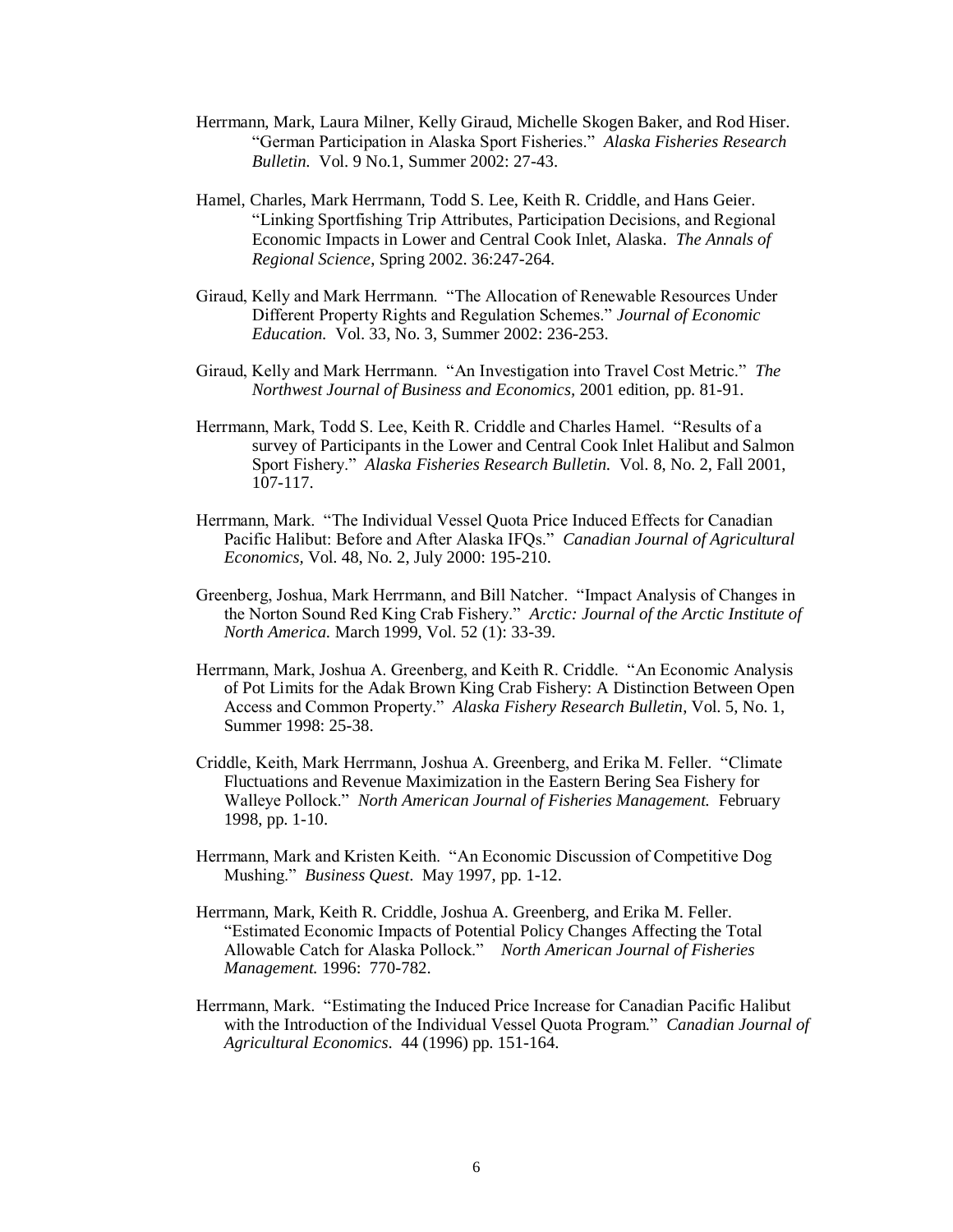Herrmann, Mark, Laura Milner, Kelly Giraud, Michelle Skogen Baker, and Rod Hiser. "German Participation in Alaska Sport Fisheries." *Alaska Fisheries Research Bulletin.* Vol. 9 No.1, Summer 2002: 27-43.

Hamel, Charles, Mark Herrmann, Todd S. Lee, Keith R. Criddle, and Hans Geier. "Linking Sportfishing Trip Attributes, Participation Decisions, and Regional Economic Impacts in Lower and Central Cook Inlet, Alaska. *The Annals of Regional Science*, Spring 2002. 36:247-264.

Giraud, Kelly and Mark Herrmann. "The Allocation of Renewable Resources Under Different Property Rights and Regulation Schemes." *Journal of Economic Education.* Vol. 33, No. 3, Summer 2002: 236-253.

Giraud, Kelly and Mark Herrmann. "An Investigation into Travel Cost Metric." *The Northwest Journal of Business and Economics*, 2001 edition, pp. 81-91.

Herrmann, Mark, Todd S. Lee, Keith R. Criddle and Charles Hamel. "Results of a survey of Participants in the Lower and Central Cook Inlet Halibut and Salmon Sport Fishery." *Alaska Fisheries Research Bulletin.* Vol. 8, No. 2, Fall 2001, 107-117.

Herrmann, Mark. "The Individual Vessel Quota Price Induced Effects for Canadian Pacific Halibut: Before and After Alaska IFQs." *Canadian Journal of Agricultural Economics*, Vol. 48, No. 2, July 2000: 195-210.

Greenberg, Joshua, Mark Herrmann, and Bill Natcher. "Impact Analysis of Changes in the Norton Sound Red King Crab Fishery." *Arctic: Journal of the Arctic Institute of North America.* March 1999, Vol. 52 (1): 33-39.

Herrmann, Mark, Joshua A. Greenberg, and Keith R. Criddle. "An Economic Analysis of Pot Limits for the Adak Brown King Crab Fishery: A Distinction Between Open Access and Common Property." *Alaska Fishery Research Bulletin*, Vol. 5, No. 1, Summer 1998: 25-38.

Criddle, Keith, Mark Herrmann, Joshua A. Greenberg, and Erika M. Feller. "Climate Fluctuations and Revenue Maximization in the Eastern Bering Sea Fishery for Walleye Pollock." *North American Journal of Fisheries Management.* February 1998, pp. 1-10.

Herrmann, Mark and Kristen Keith. "An Economic Discussion of Competitive Dog Mushing." *Business Quest*. May 1997, pp. 1-12.

Herrmann, Mark, Keith R. Criddle, Joshua A. Greenberg, and Erika M. Feller. "Estimated Economic Impacts of Potential Policy Changes Affecting the Total Allowable Catch for Alaska Pollock." *North American Journal of Fisheries Management.* 1996: 770-782.

Herrmann, Mark. "Estimating the Induced Price Increase for Canadian Pacific Halibut with the Introduction of the Individual Vessel Quota Program." *Canadian Journal of Agricultural Economics*. 44 (1996) pp. 151-164.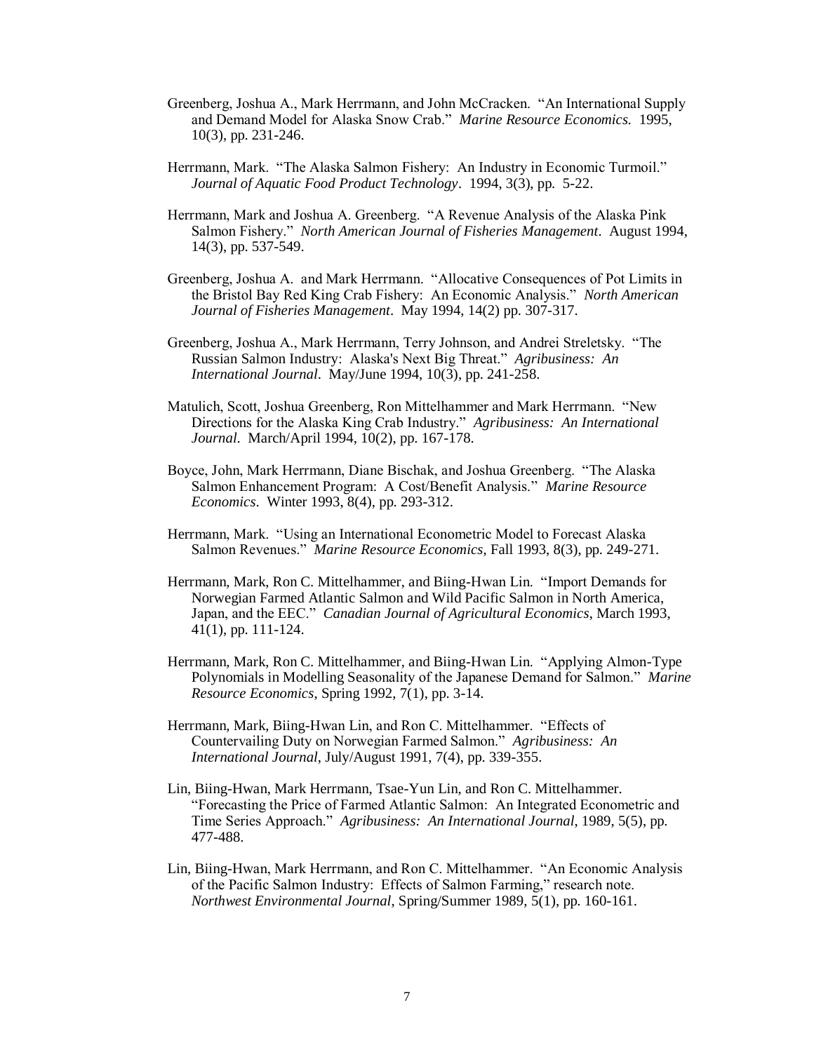Greenberg, Joshua A., Mark Herrmann, and John McCracken. "An International Supply and Demand Model for Alaska Snow Crab." *Marine Resource Economics.* 1995, 10(3), pp. 231-246.

Herrmann, Mark. "The Alaska Salmon Fishery: An Industry in Economic Turmoil." *Journal of Aquatic Food Product Technology*. 1994, 3(3), pp. 5-22.

Herrmann, Mark and Joshua A. Greenberg. "A Revenue Analysis of the Alaska Pink Salmon Fishery." *North American Journal of Fisheries Management*. August 1994, 14(3), pp. 537-549.

Greenberg, Joshua A. and Mark Herrmann. "Allocative Consequences of Pot Limits in the Bristol Bay Red King Crab Fishery: An Economic Analysis." *North American Journal of Fisheries Management*. May 1994, 14(2) pp. 307-317.

Greenberg, Joshua A., Mark Herrmann, Terry Johnson, and Andrei Streletsky. "The Russian Salmon Industry: Alaska's Next Big Threat." *Agribusiness: An International Journal*. May/June 1994, 10(3), pp. 241-258.

Matulich, Scott, Joshua Greenberg, Ron Mittelhammer and Mark Herrmann. "New Directions for the Alaska King Crab Industry." *Agribusiness: An International Journal*. March/April 1994, 10(2), pp. 167-178.

Boyce, John, Mark Herrmann, Diane Bischak, and Joshua Greenberg. "The Alaska Salmon Enhancement Program: A Cost/Benefit Analysis." *Marine Resource Economics*. Winter 1993, 8(4), pp. 293-312.

Herrmann, Mark. "Using an International Econometric Model to Forecast Alaska Salmon Revenues." *Marine Resource Economics*, Fall 1993, 8(3), pp. 249-271.

Herrmann, Mark, Ron C. Mittelhammer, and Biing-Hwan Lin. "Import Demands for Norwegian Farmed Atlantic Salmon and Wild Pacific Salmon in North America, Japan, and the EEC." *Canadian Journal of Agricultural Economics*, March 1993, 41(1), pp. 111-124.

Herrmann, Mark, Ron C. Mittelhammer, and Biing-Hwan Lin. "Applying Almon-Type Polynomials in Modelling Seasonality of the Japanese Demand for Salmon." *Marine Resource Economics*, Spring 1992, 7(1), pp. 3-14.

Herrmann, Mark, Biing-Hwan Lin, and Ron C. Mittelhammer. "Effects of Countervailing Duty on Norwegian Farmed Salmon." *Agribusiness: An International Journal*, July/August 1991, 7(4), pp. 339-355.

Lin, Biing-Hwan, Mark Herrmann, Tsae-Yun Lin, and Ron C. Mittelhammer. "Forecasting the Price of Farmed Atlantic Salmon: An Integrated Econometric and Time Series Approach." *Agribusiness: An International Journal*, 1989, 5(5), pp. 477-488.

Lin, Biing-Hwan, Mark Herrmann, and Ron C. Mittelhammer. "An Economic Analysis of the Pacific Salmon Industry: Effects of Salmon Farming," research note. *Northwest Environmental Journal*, Spring/Summer 1989, 5(1), pp. 160-161.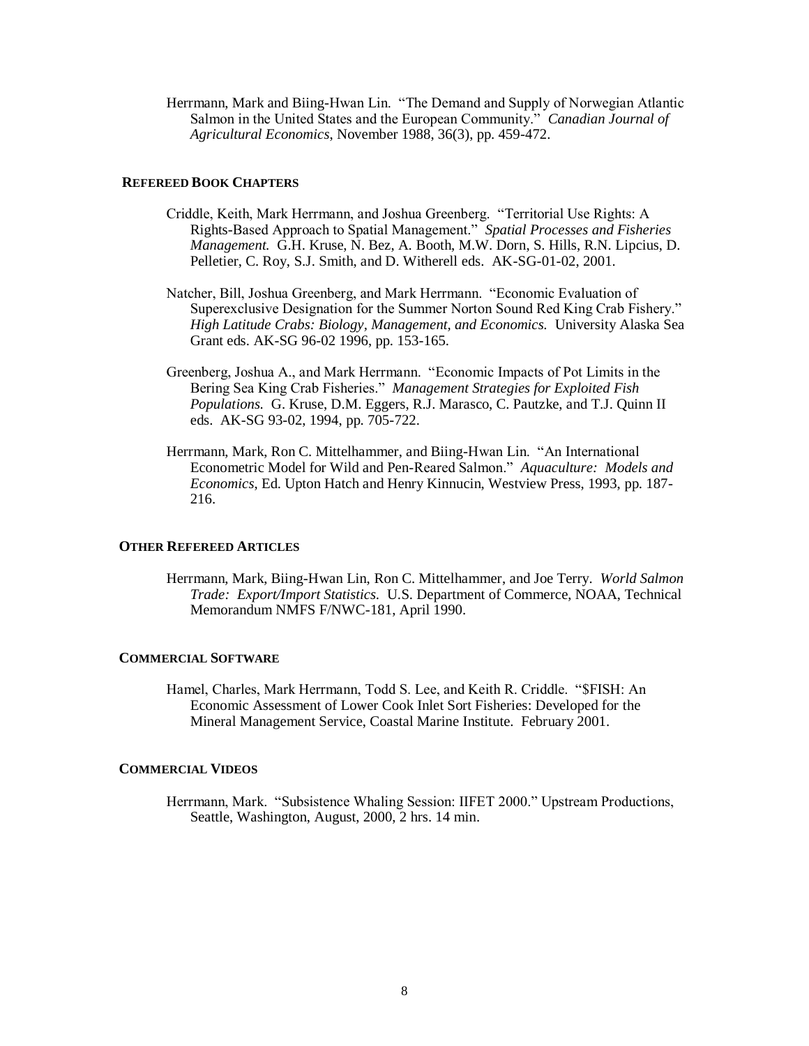Herrmann, Mark and Biing-Hwan Lin. "The Demand and Supply of Norwegian Atlantic Salmon in the United States and the European Community." *Canadian Journal of Agricultural Economics*, November 1988, 36(3), pp. 459-472.

### REFEREED BOOK CHAPTERS

Criddle, Keith, Mark Herrmann, and Joshua Greenberg. "Territorial Use Rights: A Rights-Based Approach to Spatial Management." *Spatial Processes and Fisheries Management.* G.H. Kruse, N. Bez, A. Booth, M.W. Dorn, S. Hills, R.N. Lipcius, D. Pelletier, C. Roy, S.J. Smith, and D. Witherell eds. AK-SG-01-02, 2001.

Natcher, Bill, Joshua Greenberg, and Mark Herrmann. "Economic Evaluation of Superexclusive Designation for the Summer Norton Sound Red King Crab Fishery." *High Latitude Crabs: Biology, Management, and Economics.* University Alaska Sea Grant eds. AK-SG 96-02 1996, pp. 153-165.

Greenberg, Joshua A., and Mark Herrmann. "Economic Impacts of Pot Limits in the Bering Sea King Crab Fisheries." *Management Strategies for Exploited Fish Populations.* G. Kruse, D.M. Eggers, R.J. Marasco, C. Pautzke, and T.J. Quinn II eds. AK-SG 93-02, 1994, pp. 705-722.

Herrmann, Mark, Ron C. Mittelhammer, and Biing-Hwan Lin. "An International Econometric Model for Wild and Pen-Reared Salmon." *Aquaculture: Models and Economics*, Ed. Upton Hatch and Henry Kinnucin, Westview Press, 1993, pp. 187-216.

### OTHER REFEREED ARTICLES

Herrmann, Mark, Biing-Hwan Lin, Ron C. Mittelhammer, and Joe Terry. *World Salmon Trade: Export/Import Statistics.* U.S. Department of Commerce, NOAA, Technical Memorandum NMFS F/NWC-181, April 1990.

### COMMERCIAL SOFTWARE

Hamel, Charles, Mark Herrmann, Todd S. Lee, and Keith R. Criddle. "$FISH: An Economic Assessment of Lower Cook Inlet Sort Fisheries: Developed for the Mineral Management Service, Coastal Marine Institute. February 2001.

### COMMERCIAL VIDEOS

Herrmann, Mark. "Subsistence Whaling Session: IIFET 2000." Upstream Productions, Seattle, Washington, August, 2000, 2 hrs. 14 min.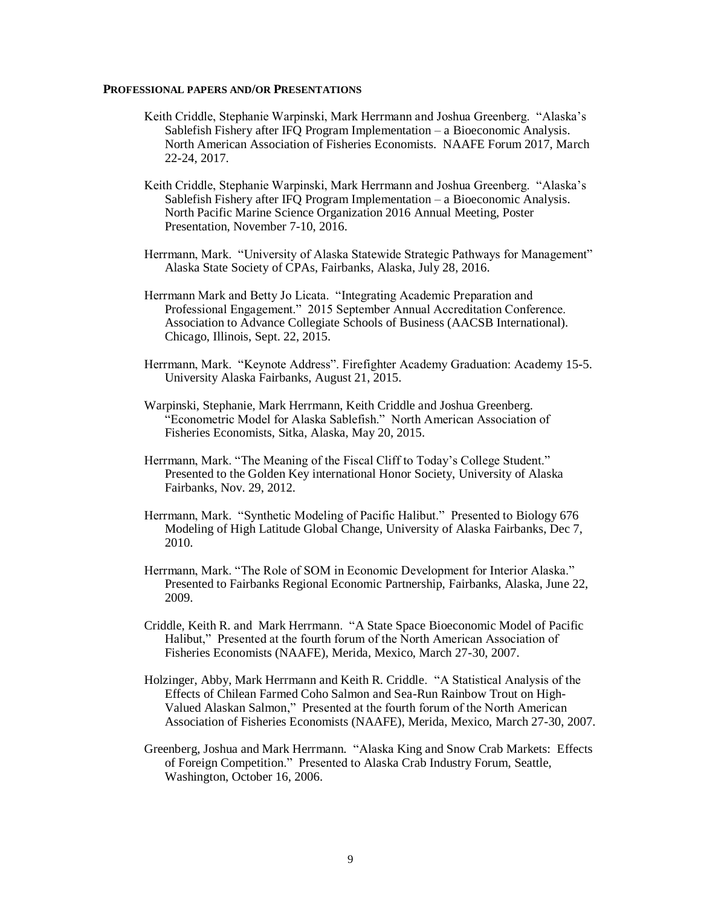**PROFESSIONAL PAPERS AND/OR PRESENTATIONS**

Keith Criddle, Stephanie Warpinski, Mark Herrmann and Joshua Greenberg. "Alaska's Sablefish Fishery after IFQ Program Implementation – a Bioeconomic Analysis. North American Association of Fisheries Economists. NAAFE Forum 2017, March 22-24, 2017.

Keith Criddle, Stephanie Warpinski, Mark Herrmann and Joshua Greenberg. "Alaska's Sablefish Fishery after IFQ Program Implementation – a Bioeconomic Analysis. North Pacific Marine Science Organization 2016 Annual Meeting, Poster Presentation, November 7-10, 2016.

Herrmann, Mark. "University of Alaska Statewide Strategic Pathways for Management" Alaska State Society of CPAs, Fairbanks, Alaska, July 28, 2016.

Herrmann Mark and Betty Jo Licata. "Integrating Academic Preparation and Professional Engagement." 2015 September Annual Accreditation Conference. Association to Advance Collegiate Schools of Business (AACSB International). Chicago, Illinois, Sept. 22, 2015.

Herrmann, Mark. "Keynote Address". Firefighter Academy Graduation: Academy 15-5. University Alaska Fairbanks, August 21, 2015.

Warpinski, Stephanie, Mark Herrmann, Keith Criddle and Joshua Greenberg. "Econometric Model for Alaska Sablefish." North American Association of Fisheries Economists, Sitka, Alaska, May 20, 2015.

Herrmann, Mark. "The Meaning of the Fiscal Cliff to Today's College Student." Presented to the Golden Key international Honor Society, University of Alaska Fairbanks, Nov. 29, 2012.

Herrmann, Mark. "Synthetic Modeling of Pacific Halibut." Presented to Biology 676 Modeling of High Latitude Global Change, University of Alaska Fairbanks, Dec 7, 2010.

Herrmann, Mark. "The Role of SOM in Economic Development for Interior Alaska." Presented to Fairbanks Regional Economic Partnership, Fairbanks, Alaska, June 22, 2009.

Criddle, Keith R. and Mark Herrmann. "A State Space Bioeconomic Model of Pacific Halibut," Presented at the fourth forum of the North American Association of Fisheries Economists (NAAFE), Merida, Mexico, March 27-30, 2007.

Holzinger, Abby, Mark Herrmann and Keith R. Criddle. "A Statistical Analysis of the Effects of Chilean Farmed Coho Salmon and Sea-Run Rainbow Trout on High-Valued Alaskan Salmon," Presented at the fourth forum of the North American Association of Fisheries Economists (NAAFE), Merida, Mexico, March 27-30, 2007.

Greenberg, Joshua and Mark Herrmann. "Alaska King and Snow Crab Markets: Effects of Foreign Competition." Presented to Alaska Crab Industry Forum, Seattle, Washington, October 16, 2006.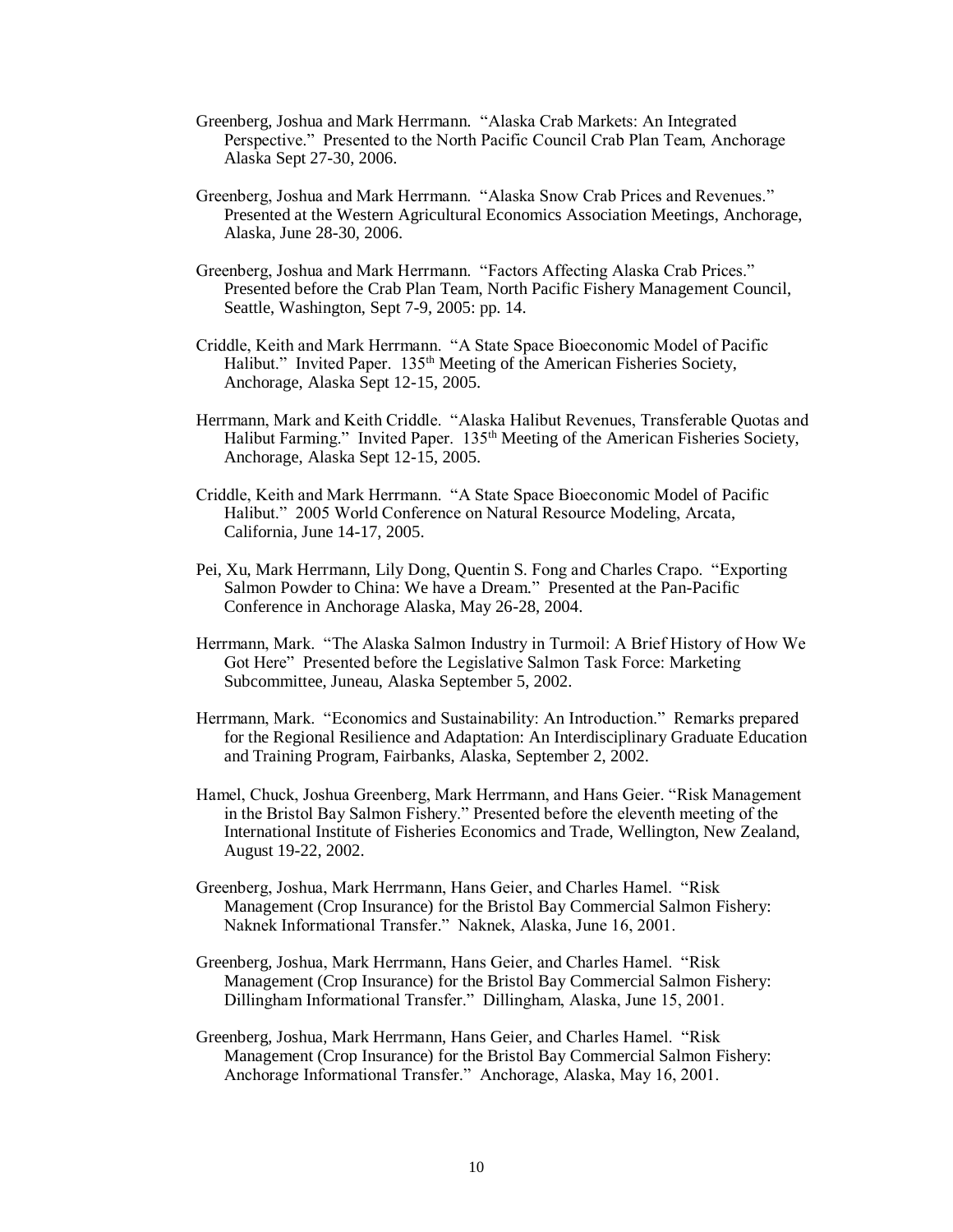Greenberg, Joshua and Mark Herrmann. "Alaska Crab Markets: An Integrated Perspective." Presented to the North Pacific Council Crab Plan Team, Anchorage Alaska Sept 27-30, 2006.

Greenberg, Joshua and Mark Herrmann. "Alaska Snow Crab Prices and Revenues." Presented at the Western Agricultural Economics Association Meetings, Anchorage, Alaska, June 28-30, 2006.

Greenberg, Joshua and Mark Herrmann. "Factors Affecting Alaska Crab Prices." Presented before the Crab Plan Team, North Pacific Fishery Management Council, Seattle, Washington, Sept 7-9, 2005: pp. 14.

Criddle, Keith and Mark Herrmann. "A State Space Bioeconomic Model of Pacific Halibut." Invited Paper. 135th Meeting of the American Fisheries Society, Anchorage, Alaska Sept 12-15, 2005.

Herrmann, Mark and Keith Criddle. "Alaska Halibut Revenues, Transferable Quotas and Halibut Farming." Invited Paper. 135th Meeting of the American Fisheries Society, Anchorage, Alaska Sept 12-15, 2005.

Criddle, Keith and Mark Herrmann. "A State Space Bioeconomic Model of Pacific Halibut." 2005 World Conference on Natural Resource Modeling, Arcata, California, June 14-17, 2005.

Pei, Xu, Mark Herrmann, Lily Dong, Quentin S. Fong and Charles Crapo. "Exporting Salmon Powder to China: We have a Dream." Presented at the Pan-Pacific Conference in Anchorage Alaska, May 26-28, 2004.

Herrmann, Mark. "The Alaska Salmon Industry in Turmoil: A Brief History of How We Got Here" Presented before the Legislative Salmon Task Force: Marketing Subcommittee, Juneau, Alaska September 5, 2002.

Herrmann, Mark. "Economics and Sustainability: An Introduction." Remarks prepared for the Regional Resilience and Adaptation: An Interdisciplinary Graduate Education and Training Program, Fairbanks, Alaska, September 2, 2002.

Hamel, Chuck, Joshua Greenberg, Mark Herrmann, and Hans Geier. "Risk Management in the Bristol Bay Salmon Fishery." Presented before the eleventh meeting of the International Institute of Fisheries Economics and Trade, Wellington, New Zealand, August 19-22, 2002.

Greenberg, Joshua, Mark Herrmann, Hans Geier, and Charles Hamel. "Risk Management (Crop Insurance) for the Bristol Bay Commercial Salmon Fishery: Naknek Informational Transfer." Naknek, Alaska, June 16, 2001.

Greenberg, Joshua, Mark Herrmann, Hans Geier, and Charles Hamel. "Risk Management (Crop Insurance) for the Bristol Bay Commercial Salmon Fishery: Dillingham Informational Transfer." Dillingham, Alaska, June 15, 2001.

Greenberg, Joshua, Mark Herrmann, Hans Geier, and Charles Hamel. "Risk Management (Crop Insurance) for the Bristol Bay Commercial Salmon Fishery: Anchorage Informational Transfer." Anchorage, Alaska, May 16, 2001.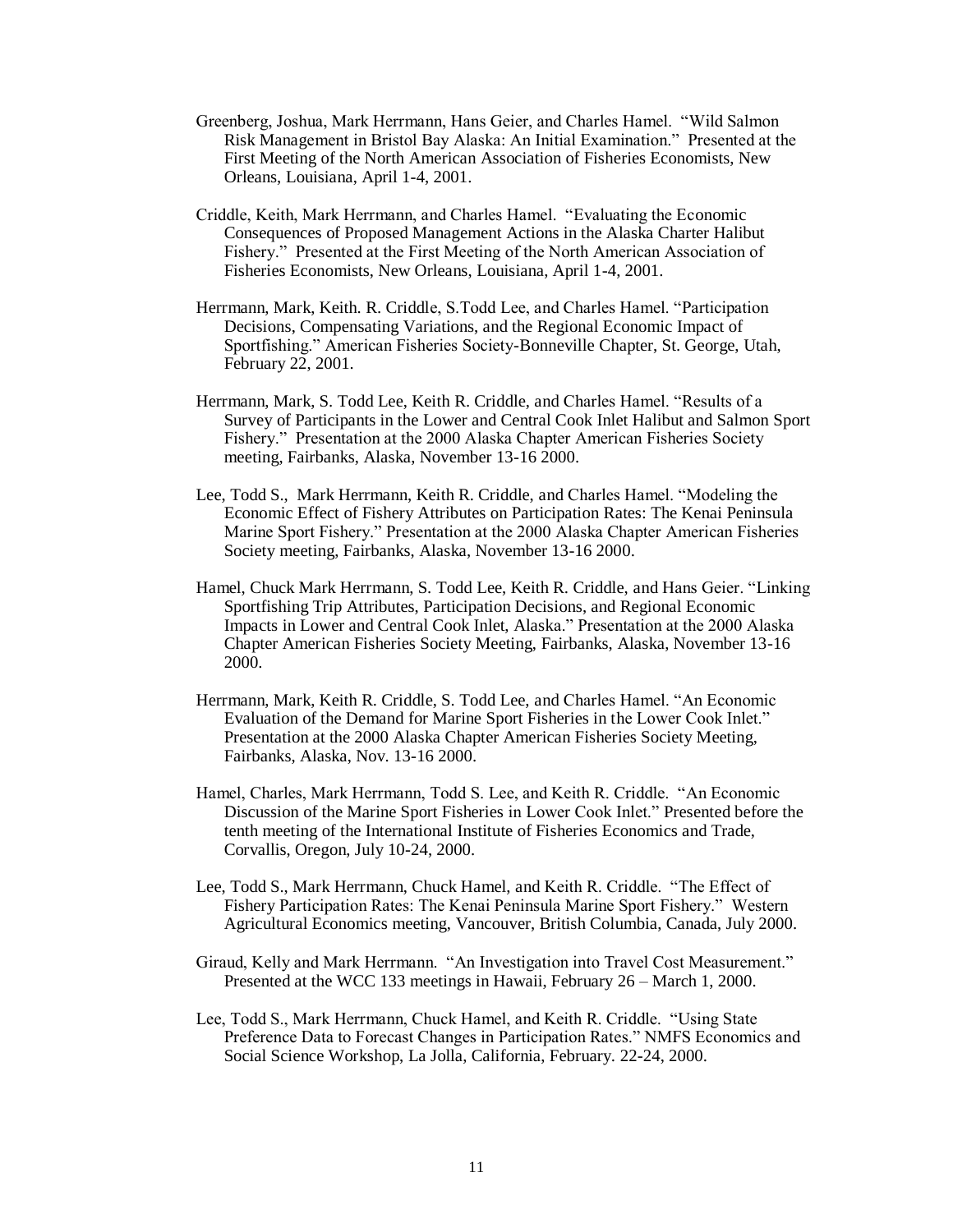Greenberg, Joshua, Mark Herrmann, Hans Geier, and Charles Hamel. "Wild Salmon Risk Management in Bristol Bay Alaska: An Initial Examination." Presented at the First Meeting of the North American Association of Fisheries Economists, New Orleans, Louisiana, April 1-4, 2001.

Criddle, Keith, Mark Herrmann, and Charles Hamel. "Evaluating the Economic Consequences of Proposed Management Actions in the Alaska Charter Halibut Fishery." Presented at the First Meeting of the North American Association of Fisheries Economists, New Orleans, Louisiana, April 1-4, 2001.

Herrmann, Mark, Keith. R. Criddle, S.Todd Lee, and Charles Hamel. "Participation Decisions, Compensating Variations, and the Regional Economic Impact of Sportfishing." American Fisheries Society-Bonneville Chapter, St. George, Utah, February 22, 2001.

Herrmann, Mark, S. Todd Lee, Keith R. Criddle, and Charles Hamel. "Results of a Survey of Participants in the Lower and Central Cook Inlet Halibut and Salmon Sport Fishery." Presentation at the 2000 Alaska Chapter American Fisheries Society meeting, Fairbanks, Alaska, November 13-16 2000.

Lee, Todd S., Mark Herrmann, Keith R. Criddle, and Charles Hamel. "Modeling the Economic Effect of Fishery Attributes on Participation Rates: The Kenai Peninsula Marine Sport Fishery." Presentation at the 2000 Alaska Chapter American Fisheries Society meeting, Fairbanks, Alaska, November 13-16 2000.

Hamel, Chuck Mark Herrmann, S. Todd Lee, Keith R. Criddle, and Hans Geier. "Linking Sportfishing Trip Attributes, Participation Decisions, and Regional Economic Impacts in Lower and Central Cook Inlet, Alaska." Presentation at the 2000 Alaska Chapter American Fisheries Society Meeting, Fairbanks, Alaska, November 13-16 2000.

Herrmann, Mark, Keith R. Criddle, S. Todd Lee, and Charles Hamel. "An Economic Evaluation of the Demand for Marine Sport Fisheries in the Lower Cook Inlet." Presentation at the 2000 Alaska Chapter American Fisheries Society Meeting, Fairbanks, Alaska, Nov. 13-16 2000.

Hamel, Charles, Mark Herrmann, Todd S. Lee, and Keith R. Criddle. "An Economic Discussion of the Marine Sport Fisheries in Lower Cook Inlet." Presented before the tenth meeting of the International Institute of Fisheries Economics and Trade, Corvallis, Oregon, July 10-24, 2000.

Lee, Todd S., Mark Herrmann, Chuck Hamel, and Keith R. Criddle. "The Effect of Fishery Participation Rates: The Kenai Peninsula Marine Sport Fishery." Western Agricultural Economics meeting, Vancouver, British Columbia, Canada, July 2000.

Giraud, Kelly and Mark Herrmann. "An Investigation into Travel Cost Measurement." Presented at the WCC 133 meetings in Hawaii, February 26 – March 1, 2000.

Lee, Todd S., Mark Herrmann, Chuck Hamel, and Keith R. Criddle. "Using State Preference Data to Forecast Changes in Participation Rates." NMFS Economics and Social Science Workshop, La Jolla, California, February. 22-24, 2000.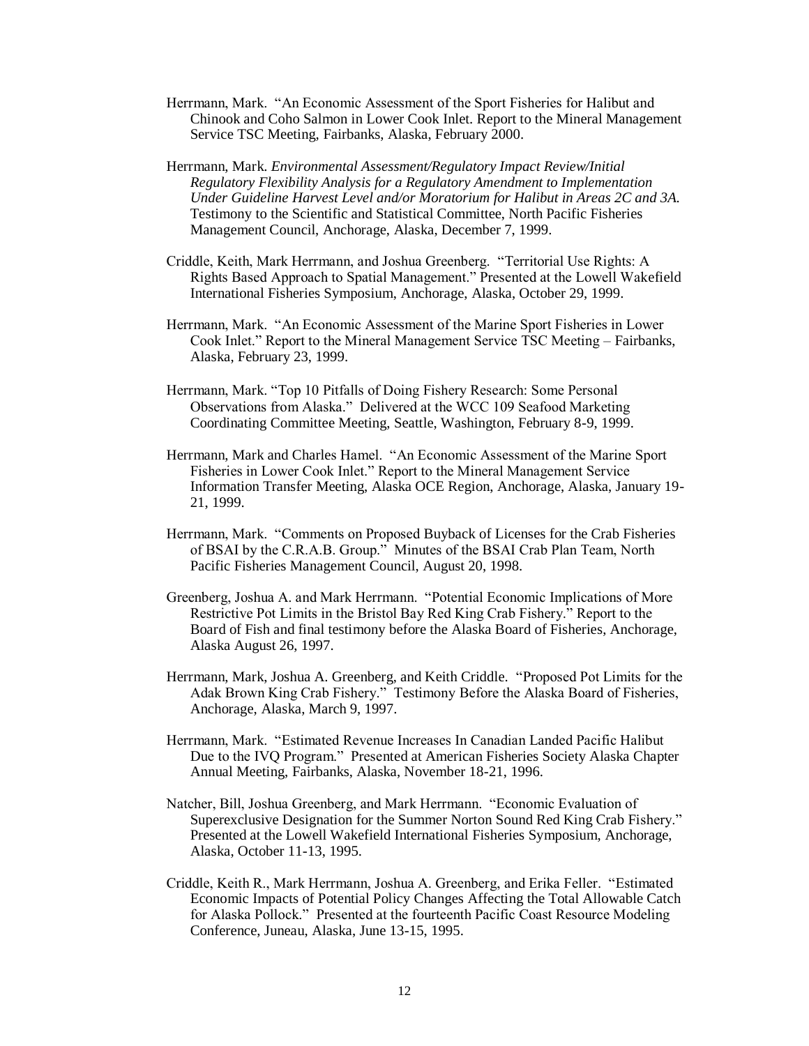Herrmann, Mark. "An Economic Assessment of the Sport Fisheries for Halibut and Chinook and Coho Salmon in Lower Cook Inlet. Report to the Mineral Management Service TSC Meeting, Fairbanks, Alaska, February 2000.

Herrmann, Mark. *Environmental Assessment/Regulatory Impact Review/Initial Regulatory Flexibility Analysis for a Regulatory Amendment to Implementation Under Guideline Harvest Level and/or Moratorium for Halibut in Areas 2C and 3A.* Testimony to the Scientific and Statistical Committee, North Pacific Fisheries Management Council, Anchorage, Alaska, December 7, 1999.

Criddle, Keith, Mark Herrmann, and Joshua Greenberg. "Territorial Use Rights: A Rights Based Approach to Spatial Management." Presented at the Lowell Wakefield International Fisheries Symposium, Anchorage, Alaska, October 29, 1999.

Herrmann, Mark. "An Economic Assessment of the Marine Sport Fisheries in Lower Cook Inlet." Report to the Mineral Management Service TSC Meeting – Fairbanks, Alaska, February 23, 1999.

Herrmann, Mark. "Top 10 Pitfalls of Doing Fishery Research: Some Personal Observations from Alaska." Delivered at the WCC 109 Seafood Marketing Coordinating Committee Meeting, Seattle, Washington, February 8-9, 1999.

Herrmann, Mark and Charles Hamel. "An Economic Assessment of the Marine Sport Fisheries in Lower Cook Inlet." Report to the Mineral Management Service Information Transfer Meeting, Alaska OCE Region, Anchorage, Alaska, January 19-21, 1999.

Herrmann, Mark. "Comments on Proposed Buyback of Licenses for the Crab Fisheries of BSAI by the C.R.A.B. Group." Minutes of the BSAI Crab Plan Team, North Pacific Fisheries Management Council, August 20, 1998.

Greenberg, Joshua A. and Mark Herrmann. "Potential Economic Implications of More Restrictive Pot Limits in the Bristol Bay Red King Crab Fishery." Report to the Board of Fish and final testimony before the Alaska Board of Fisheries, Anchorage, Alaska August 26, 1997.

Herrmann, Mark, Joshua A. Greenberg, and Keith Criddle. "Proposed Pot Limits for the Adak Brown King Crab Fishery." Testimony Before the Alaska Board of Fisheries, Anchorage, Alaska, March 9, 1997.

Herrmann, Mark. "Estimated Revenue Increases In Canadian Landed Pacific Halibut Due to the IVQ Program." Presented at American Fisheries Society Alaska Chapter Annual Meeting, Fairbanks, Alaska, November 18-21, 1996.

Natcher, Bill, Joshua Greenberg, and Mark Herrmann. "Economic Evaluation of Superexclusive Designation for the Summer Norton Sound Red King Crab Fishery." Presented at the Lowell Wakefield International Fisheries Symposium, Anchorage, Alaska, October 11-13, 1995.

Criddle, Keith R., Mark Herrmann, Joshua A. Greenberg, and Erika Feller. "Estimated Economic Impacts of Potential Policy Changes Affecting the Total Allowable Catch for Alaska Pollock." Presented at the fourteenth Pacific Coast Resource Modeling Conference, Juneau, Alaska, June 13-15, 1995.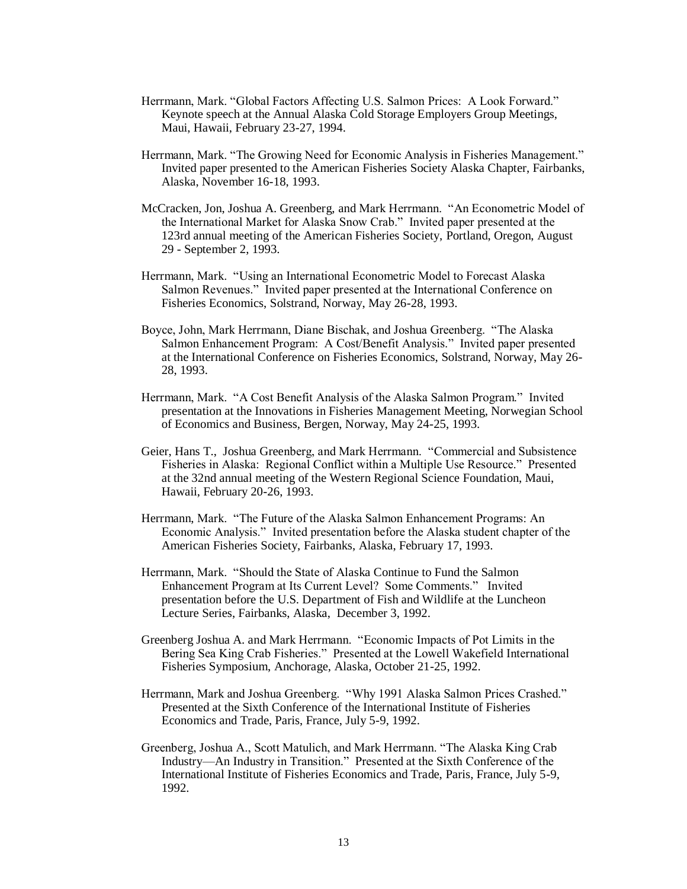Herrmann, Mark. “Global Factors Affecting U.S. Salmon Prices: A Look Forward.” Keynote speech at the Annual Alaska Cold Storage Employers Group Meetings, Maui, Hawaii, February 23-27, 1994.

Herrmann, Mark. “The Growing Need for Economic Analysis in Fisheries Management.” Invited paper presented to the American Fisheries Society Alaska Chapter, Fairbanks, Alaska, November 16-18, 1993.

McCracken, Jon, Joshua A. Greenberg, and Mark Herrmann. “An Econometric Model of the International Market for Alaska Snow Crab.” Invited paper presented at the 123rd annual meeting of the American Fisheries Society, Portland, Oregon, August 29 - September 2, 1993.

Herrmann, Mark. “Using an International Econometric Model to Forecast Alaska Salmon Revenues.” Invited paper presented at the International Conference on Fisheries Economics, Solstrand, Norway, May 26-28, 1993.

Boyce, John, Mark Herrmann, Diane Bischak, and Joshua Greenberg. “The Alaska Salmon Enhancement Program: A Cost/Benefit Analysis.” Invited paper presented at the International Conference on Fisheries Economics, Solstrand, Norway, May 26-28, 1993.

Herrmann, Mark. “A Cost Benefit Analysis of the Alaska Salmon Program.” Invited presentation at the Innovations in Fisheries Management Meeting, Norwegian School of Economics and Business, Bergen, Norway, May 24-25, 1993.

Geier, Hans T., Joshua Greenberg, and Mark Herrmann. “Commercial and Subsistence Fisheries in Alaska: Regional Conflict within a Multiple Use Resource.” Presented at the 32nd annual meeting of the Western Regional Science Foundation, Maui, Hawaii, February 20-26, 1993.

Herrmann, Mark. “The Future of the Alaska Salmon Enhancement Programs: An Economic Analysis.” Invited presentation before the Alaska student chapter of the American Fisheries Society, Fairbanks, Alaska, February 17, 1993.

Herrmann, Mark. “Should the State of Alaska Continue to Fund the Salmon Enhancement Program at Its Current Level? Some Comments.” Invited presentation before the U.S. Department of Fish and Wildlife at the Luncheon Lecture Series, Fairbanks, Alaska, December 3, 1992.

Greenberg Joshua A. and Mark Herrmann. “Economic Impacts of Pot Limits in the Bering Sea King Crab Fisheries.” Presented at the Lowell Wakefield International Fisheries Symposium, Anchorage, Alaska, October 21-25, 1992.

Herrmann, Mark and Joshua Greenberg. “Why 1991 Alaska Salmon Prices Crashed.” Presented at the Sixth Conference of the International Institute of Fisheries Economics and Trade, Paris, France, July 5-9, 1992.

Greenberg, Joshua A., Scott Matulich, and Mark Herrmann. “The Alaska King Crab Industry—An Industry in Transition.” Presented at the Sixth Conference of the International Institute of Fisheries Economics and Trade, Paris, France, July 5-9, 1992.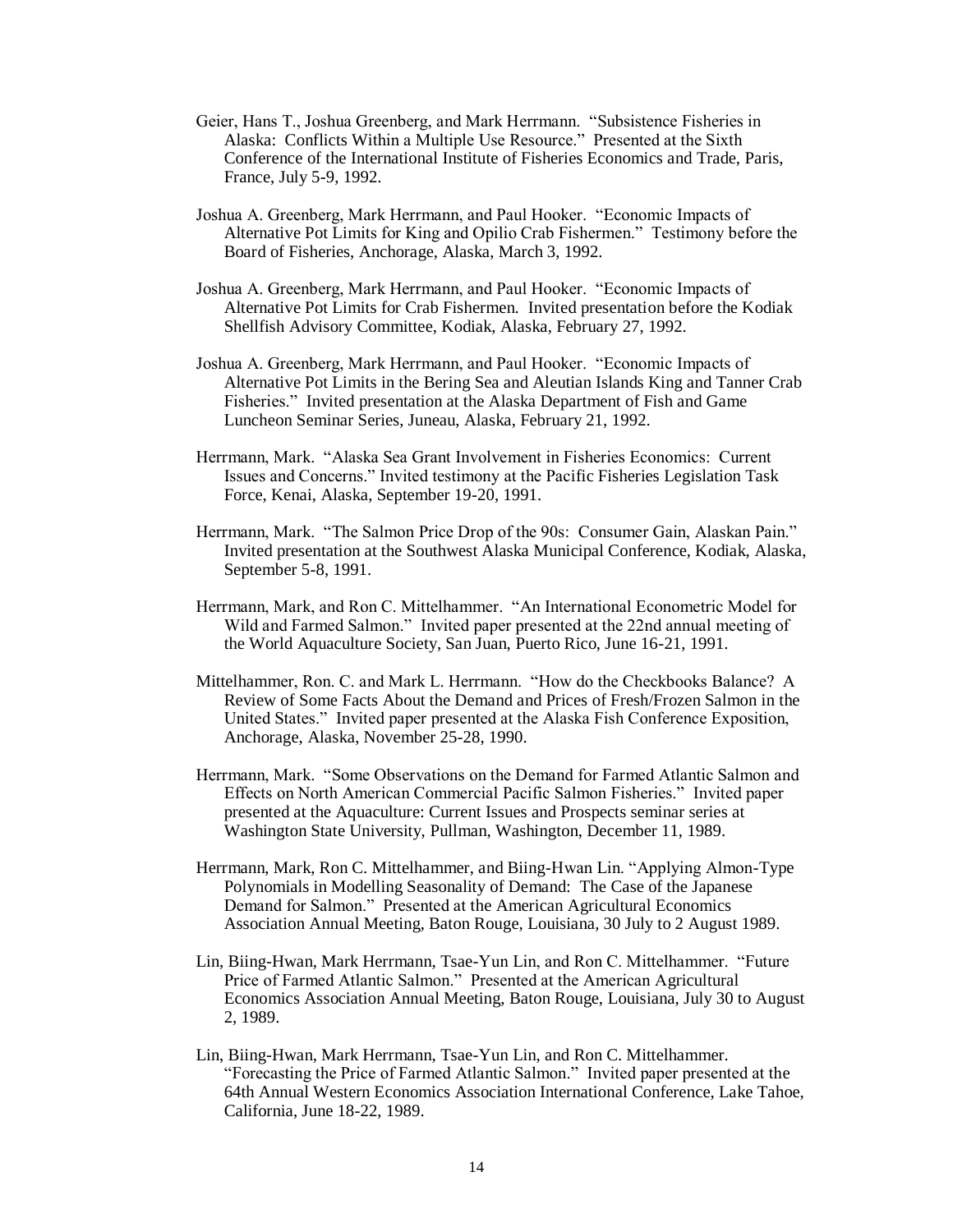Geier, Hans T., Joshua Greenberg, and Mark Herrmann. “Subsistence Fisheries in Alaska: Conflicts Within a Multiple Use Resource.” Presented at the Sixth Conference of the International Institute of Fisheries Economics and Trade, Paris, France, July 5-9, 1992.

Joshua A. Greenberg, Mark Herrmann, and Paul Hooker. “Economic Impacts of Alternative Pot Limits for King and Opilio Crab Fishermen.” Testimony before the Board of Fisheries, Anchorage, Alaska, March 3, 1992.

Joshua A. Greenberg, Mark Herrmann, and Paul Hooker. “Economic Impacts of Alternative Pot Limits for Crab Fishermen. Invited presentation before the Kodiak Shellfish Advisory Committee, Kodiak, Alaska, February 27, 1992.

Joshua A. Greenberg, Mark Herrmann, and Paul Hooker. “Economic Impacts of Alternative Pot Limits in the Bering Sea and Aleutian Islands King and Tanner Crab Fisheries.” Invited presentation at the Alaska Department of Fish and Game Luncheon Seminar Series, Juneau, Alaska, February 21, 1992.

Herrmann, Mark. “Alaska Sea Grant Involvement in Fisheries Economics: Current Issues and Concerns.” Invited testimony at the Pacific Fisheries Legislation Task Force, Kenai, Alaska, September 19-20, 1991.

Herrmann, Mark. “The Salmon Price Drop of the 90s: Consumer Gain, Alaskan Pain.” Invited presentation at the Southwest Alaska Municipal Conference, Kodiak, Alaska, September 5-8, 1991.

Herrmann, Mark, and Ron C. Mittelhammer. “An International Econometric Model for Wild and Farmed Salmon.” Invited paper presented at the 22nd annual meeting of the World Aquaculture Society, San Juan, Puerto Rico, June 16-21, 1991.

Mittelhammer, Ron. C. and Mark L. Herrmann. “How do the Checkbooks Balance? A Review of Some Facts About the Demand and Prices of Fresh/Frozen Salmon in the United States.” Invited paper presented at the Alaska Fish Conference Exposition, Anchorage, Alaska, November 25-28, 1990.

Herrmann, Mark. “Some Observations on the Demand for Farmed Atlantic Salmon and Effects on North American Commercial Pacific Salmon Fisheries.” Invited paper presented at the Aquaculture: Current Issues and Prospects seminar series at Washington State University, Pullman, Washington, December 11, 1989.

Herrmann, Mark, Ron C. Mittelhammer, and Biing-Hwan Lin. “Applying Almon-Type Polynomials in Modelling Seasonality of Demand: The Case of the Japanese Demand for Salmon.” Presented at the American Agricultural Economics Association Annual Meeting, Baton Rouge, Louisiana, 30 July to 2 August 1989.

Lin, Biing-Hwan, Mark Herrmann, Tsae-Yun Lin, and Ron C. Mittelhammer. “Future Price of Farmed Atlantic Salmon.” Presented at the American Agricultural Economics Association Annual Meeting, Baton Rouge, Louisiana, July 30 to August 2, 1989.

Lin, Biing-Hwan, Mark Herrmann, Tsae-Yun Lin, and Ron C. Mittelhammer. “Forecasting the Price of Farmed Atlantic Salmon.” Invited paper presented at the 64th Annual Western Economics Association International Conference, Lake Tahoe, California, June 18-22, 1989.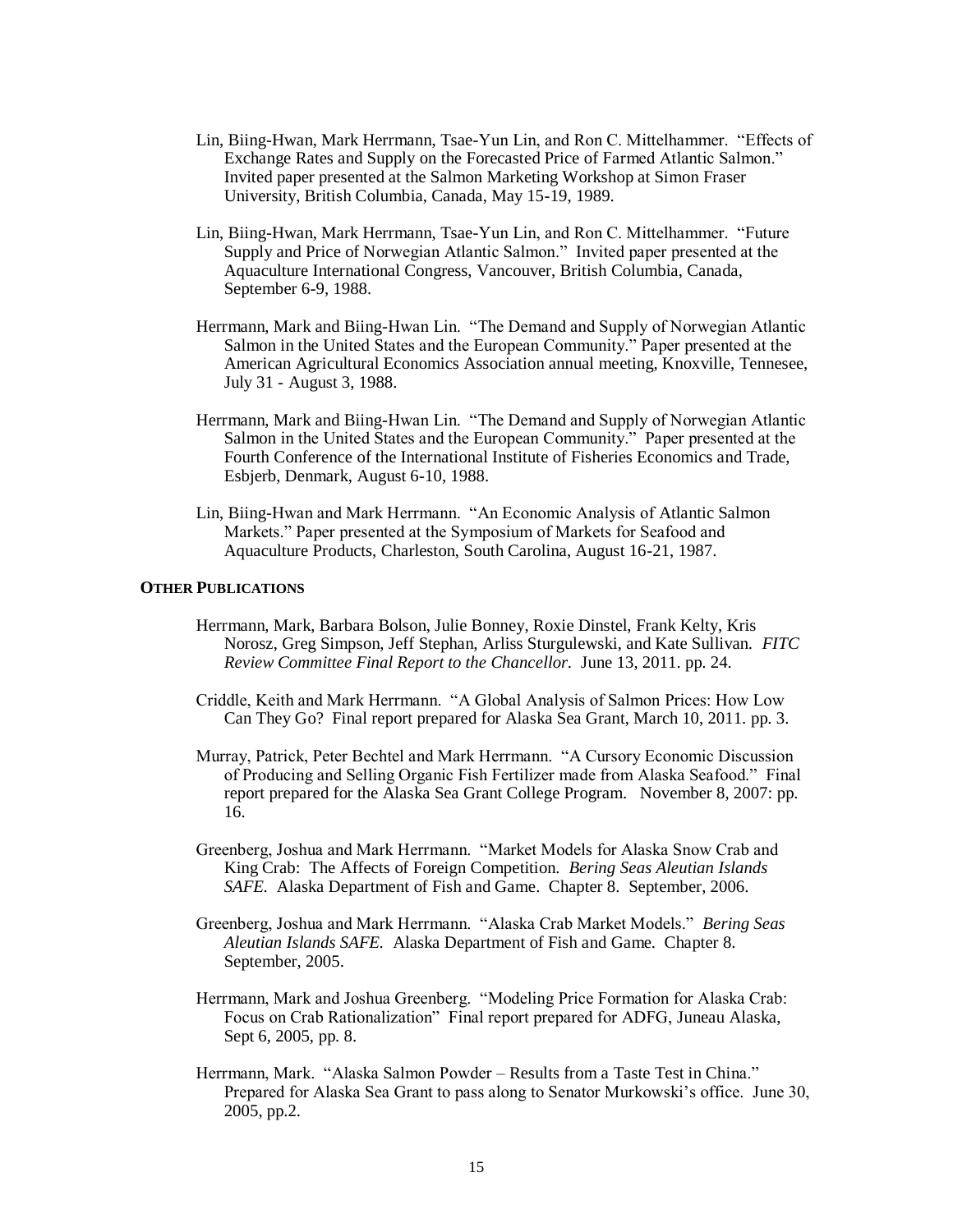Lin, Biing-Hwan, Mark Herrmann, Tsae-Yun Lin, and Ron C. Mittelhammer. "Effects of Exchange Rates and Supply on the Forecasted Price of Farmed Atlantic Salmon." Invited paper presented at the Salmon Marketing Workshop at Simon Fraser University, British Columbia, Canada, May 15-19, 1989.

Lin, Biing-Hwan, Mark Herrmann, Tsae-Yun Lin, and Ron C. Mittelhammer. "Future Supply and Price of Norwegian Atlantic Salmon." Invited paper presented at the Aquaculture International Congress, Vancouver, British Columbia, Canada, September 6-9, 1988.

Herrmann, Mark and Biing-Hwan Lin. "The Demand and Supply of Norwegian Atlantic Salmon in the United States and the European Community." Paper presented at the American Agricultural Economics Association annual meeting, Knoxville, Tennesee, July 31 - August 3, 1988.

Herrmann, Mark and Biing-Hwan Lin. "The Demand and Supply of Norwegian Atlantic Salmon in the United States and the European Community." Paper presented at the Fourth Conference of the International Institute of Fisheries Economics and Trade, Esbjerb, Denmark, August 6-10, 1988.

Lin, Biing-Hwan and Mark Herrmann. "An Economic Analysis of Atlantic Salmon Markets." Paper presented at the Symposium of Markets for Seafood and Aquaculture Products, Charleston, South Carolina, August 16-21, 1987.

**OTHER PUBLICATIONS**

Herrmann, Mark, Barbara Bolson, Julie Bonney, Roxie Dinstel, Frank Kelty, Kris Norosz, Greg Simpson, Jeff Stephan, Arliss Sturgulewski, and Kate Sullivan. *FITC Review Committee Final Report to the Chancellor.* June 13, 2011. pp. 24.

Criddle, Keith and Mark Herrmann. "A Global Analysis of Salmon Prices: How Low Can They Go? Final report prepared for Alaska Sea Grant, March 10, 2011. pp. 3.

Murray, Patrick, Peter Bechtel and Mark Herrmann. "A Cursory Economic Discussion of Producing and Selling Organic Fish Fertilizer made from Alaska Seafood." Final report prepared for the Alaska Sea Grant College Program. November 8, 2007: pp. 16.

Greenberg, Joshua and Mark Herrmann. "Market Models for Alaska Snow Crab and King Crab: The Affects of Foreign Competition. *Bering Seas Aleutian Islands SAFE.* Alaska Department of Fish and Game. Chapter 8. September, 2006.

Greenberg, Joshua and Mark Herrmann. "Alaska Crab Market Models." *Bering Seas Aleutian Islands SAFE.* Alaska Department of Fish and Game. Chapter 8. September, 2005.

Herrmann, Mark and Joshua Greenberg. "Modeling Price Formation for Alaska Crab: Focus on Crab Rationalization" Final report prepared for ADFG, Juneau Alaska, Sept 6, 2005, pp. 8.

Herrmann, Mark. "Alaska Salmon Powder – Results from a Taste Test in China." Prepared for Alaska Sea Grant to pass along to Senator Murkowski's office. June 30, 2005, pp.2.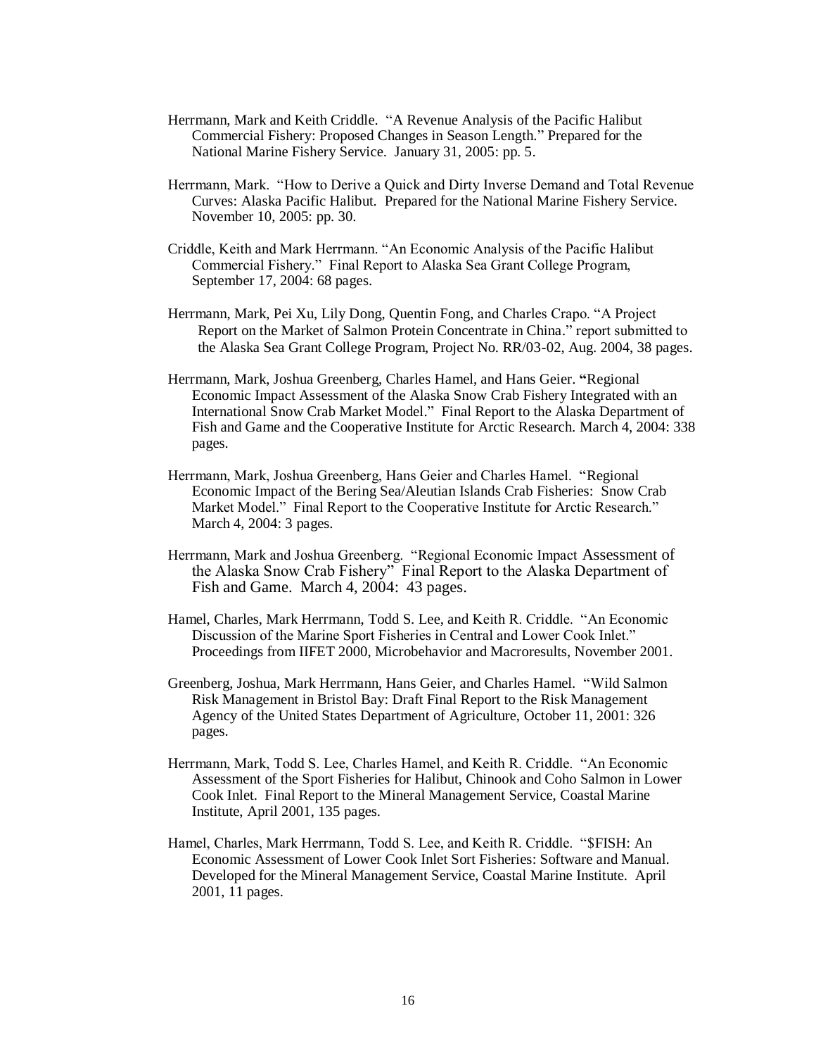Herrmann, Mark and Keith Criddle. "A Revenue Analysis of the Pacific Halibut Commercial Fishery: Proposed Changes in Season Length." Prepared for the National Marine Fishery Service. January 31, 2005: pp. 5.

Herrmann, Mark. "How to Derive a Quick and Dirty Inverse Demand and Total Revenue Curves: Alaska Pacific Halibut. Prepared for the National Marine Fishery Service. November 10, 2005: pp. 30.

Criddle, Keith and Mark Herrmann. "An Economic Analysis of the Pacific Halibut Commercial Fishery." Final Report to Alaska Sea Grant College Program, September 17, 2004: 68 pages.

Herrmann, Mark, Pei Xu, Lily Dong, Quentin Fong, and Charles Crapo. "A Project Report on the Market of Salmon Protein Concentrate in China." report submitted to the Alaska Sea Grant College Program, Project No. RR/03-02, Aug. 2004, 38 pages.

Herrmann, Mark, Joshua Greenberg, Charles Hamel, and Hans Geier. "Regional Economic Impact Assessment of the Alaska Snow Crab Fishery Integrated with an International Snow Crab Market Model." Final Report to the Alaska Department of Fish and Game and the Cooperative Institute for Arctic Research. March 4, 2004: 338 pages.

Herrmann, Mark, Joshua Greenberg, Hans Geier and Charles Hamel. "Regional Economic Impact of the Bering Sea/Aleutian Islands Crab Fisheries: Snow Crab Market Model." Final Report to the Cooperative Institute for Arctic Research." March 4, 2004: 3 pages.

Herrmann, Mark and Joshua Greenberg. "Regional Economic Impact Assessment of the Alaska Snow Crab Fishery" Final Report to the Alaska Department of Fish and Game. March 4, 2004: 43 pages.

Hamel, Charles, Mark Herrmann, Todd S. Lee, and Keith R. Criddle. "An Economic Discussion of the Marine Sport Fisheries in Central and Lower Cook Inlet." Proceedings from IIFET 2000, Microbehavior and Macroresults, November 2001.

Greenberg, Joshua, Mark Herrmann, Hans Geier, and Charles Hamel. "Wild Salmon Risk Management in Bristol Bay: Draft Final Report to the Risk Management Agency of the United States Department of Agriculture, October 11, 2001: 326 pages.

Herrmann, Mark, Todd S. Lee, Charles Hamel, and Keith R. Criddle. "An Economic Assessment of the Sport Fisheries for Halibut, Chinook and Coho Salmon in Lower Cook Inlet. Final Report to the Mineral Management Service, Coastal Marine Institute, April 2001, 135 pages.

Hamel, Charles, Mark Herrmann, Todd S. Lee, and Keith R. Criddle. "$FISH: An Economic Assessment of Lower Cook Inlet Sort Fisheries: Software and Manual. Developed for the Mineral Management Service, Coastal Marine Institute. April 2001, 11 pages.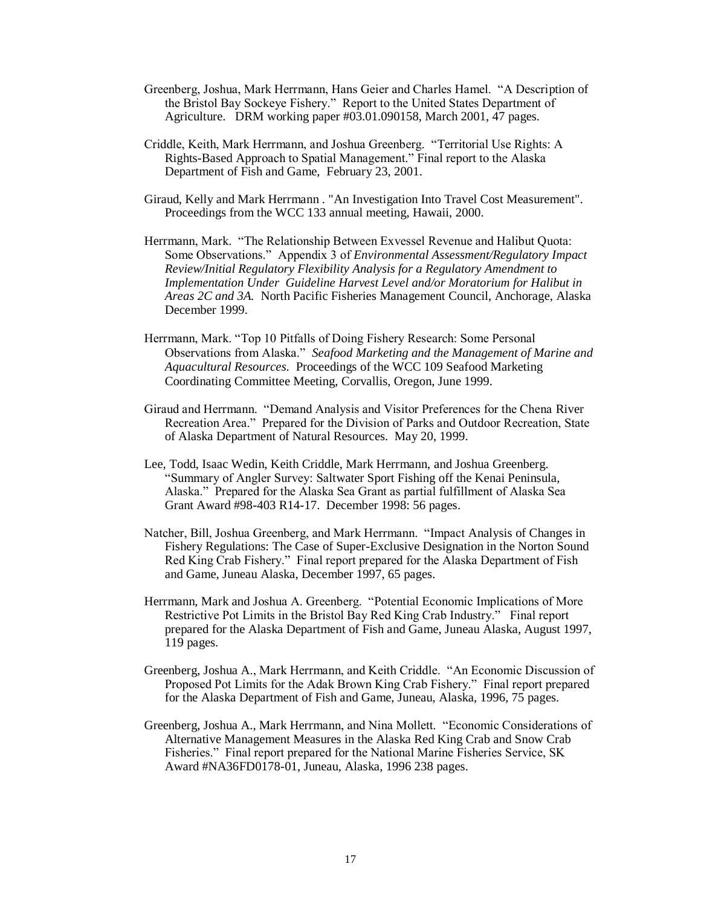Greenberg, Joshua, Mark Herrmann, Hans Geier and Charles Hamel. "A Description of the Bristol Bay Sockeye Fishery." Report to the United States Department of Agriculture. DRM working paper #03.01.090158, March 2001, 47 pages.

Criddle, Keith, Mark Herrmann, and Joshua Greenberg. "Territorial Use Rights: A Rights-Based Approach to Spatial Management." Final report to the Alaska Department of Fish and Game, February 23, 2001.

Giraud, Kelly and Mark Herrmann . "An Investigation Into Travel Cost Measurement". Proceedings from the WCC 133 annual meeting, Hawaii, 2000.

Herrmann, Mark. "The Relationship Between Exvessel Revenue and Halibut Quota: Some Observations." Appendix 3 of *Environmental Assessment/Regulatory Impact Review/Initial Regulatory Flexibility Analysis for a Regulatory Amendment to Implementation Under Guideline Harvest Level and/or Moratorium for Halibut in Areas 2C and 3A.* North Pacific Fisheries Management Council, Anchorage, Alaska December 1999.

Herrmann, Mark. "Top 10 Pitfalls of Doing Fishery Research: Some Personal Observations from Alaska." *Seafood Marketing and the Management of Marine and Aquacultural Resources.* Proceedings of the WCC 109 Seafood Marketing Coordinating Committee Meeting, Corvallis, Oregon, June 1999.

Giraud and Herrmann. "Demand Analysis and Visitor Preferences for the Chena River Recreation Area." Prepared for the Division of Parks and Outdoor Recreation, State of Alaska Department of Natural Resources. May 20, 1999.

Lee, Todd, Isaac Wedin, Keith Criddle, Mark Herrmann, and Joshua Greenberg. "Summary of Angler Survey: Saltwater Sport Fishing off the Kenai Peninsula, Alaska." Prepared for the Alaska Sea Grant as partial fulfillment of Alaska Sea Grant Award #98-403 R14-17. December 1998: 56 pages.

Natcher, Bill, Joshua Greenberg, and Mark Herrmann. "Impact Analysis of Changes in Fishery Regulations: The Case of Super-Exclusive Designation in the Norton Sound Red King Crab Fishery." Final report prepared for the Alaska Department of Fish and Game, Juneau Alaska, December 1997, 65 pages.

Herrmann, Mark and Joshua A. Greenberg. "Potential Economic Implications of More Restrictive Pot Limits in the Bristol Bay Red King Crab Industry." Final report prepared for the Alaska Department of Fish and Game, Juneau Alaska, August 1997, 119 pages.

Greenberg, Joshua A., Mark Herrmann, and Keith Criddle. "An Economic Discussion of Proposed Pot Limits for the Adak Brown King Crab Fishery." Final report prepared for the Alaska Department of Fish and Game, Juneau, Alaska, 1996, 75 pages.

Greenberg, Joshua A., Mark Herrmann, and Nina Mollett. "Economic Considerations of Alternative Management Measures in the Alaska Red King Crab and Snow Crab Fisheries." Final report prepared for the National Marine Fisheries Service, SK Award #NA36FD0178-01, Juneau, Alaska, 1996 238 pages.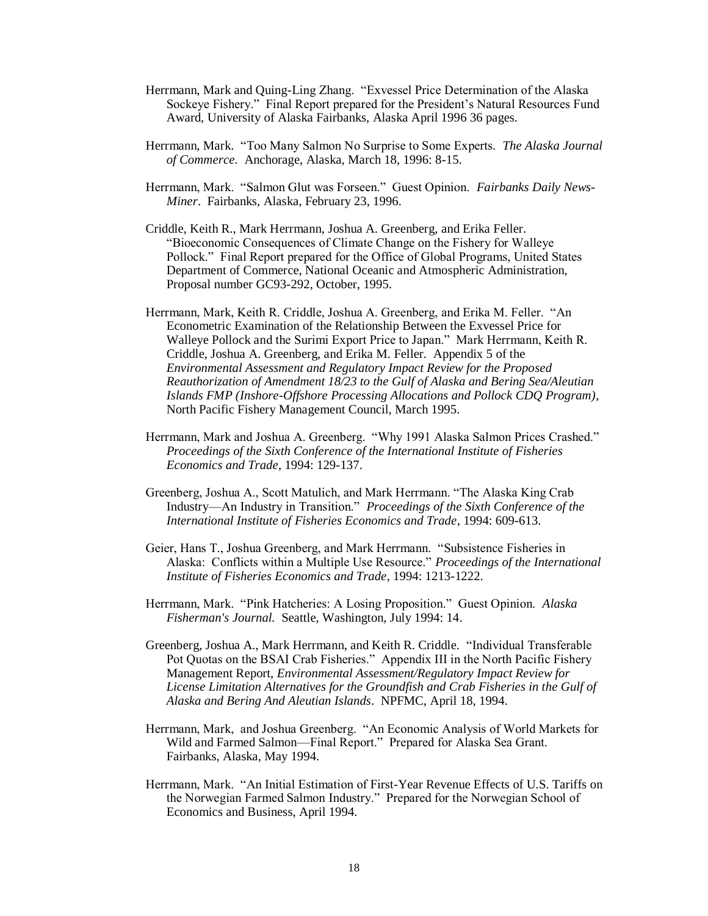Herrmann, Mark and Quing-Ling Zhang. "Exvessel Price Determination of the Alaska Sockeye Fishery." Final Report prepared for the President's Natural Resources Fund Award, University of Alaska Fairbanks, Alaska April 1996 36 pages.

Herrmann, Mark. "Too Many Salmon No Surprise to Some Experts. *The Alaska Journal of Commerce*. Anchorage, Alaska, March 18, 1996: 8-15.

Herrmann, Mark. "Salmon Glut was Forseen." Guest Opinion. *Fairbanks Daily News-Miner*. Fairbanks, Alaska, February 23, 1996.

Criddle, Keith R., Mark Herrmann, Joshua A. Greenberg, and Erika Feller. "Bioeconomic Consequences of Climate Change on the Fishery for Walleye Pollock." Final Report prepared for the Office of Global Programs, United States Department of Commerce, National Oceanic and Atmospheric Administration, Proposal number GC93-292, October, 1995.

Herrmann, Mark, Keith R. Criddle, Joshua A. Greenberg, and Erika M. Feller. "An Econometric Examination of the Relationship Between the Exvessel Price for Walleye Pollock and the Surimi Export Price to Japan." Mark Herrmann, Keith R. Criddle, Joshua A. Greenberg, and Erika M. Feller. Appendix 5 of the *Environmental Assessment and Regulatory Impact Review for the Proposed Reauthorization of Amendment 18/23 to the Gulf of Alaska and Bering Sea/Aleutian Islands FMP (Inshore-Offshore Processing Allocations and Pollock CDQ Program)*, North Pacific Fishery Management Council, March 1995.

Herrmann, Mark and Joshua A. Greenberg. "Why 1991 Alaska Salmon Prices Crashed." *Proceedings of the Sixth Conference of the International Institute of Fisheries Economics and Trade*, 1994: 129-137.

Greenberg, Joshua A., Scott Matulich, and Mark Herrmann. "The Alaska King Crab Industry—An Industry in Transition." *Proceedings of the Sixth Conference of the International Institute of Fisheries Economics and Trade*, 1994: 609-613.

Geier, Hans T., Joshua Greenberg, and Mark Herrmann. "Subsistence Fisheries in Alaska: Conflicts within a Multiple Use Resource." *Proceedings of the International Institute of Fisheries Economics and Trade*, 1994: 1213-1222.

Herrmann, Mark. "Pink Hatcheries: A Losing Proposition." Guest Opinion. *Alaska Fisherman's Journal*. Seattle, Washington, July 1994: 14.

Greenberg, Joshua A., Mark Herrmann, and Keith R. Criddle. "Individual Transferable Pot Quotas on the BSAI Crab Fisheries." Appendix III in the North Pacific Fishery Management Report, *Environmental Assessment/Regulatory Impact Review for License Limitation Alternatives for the Groundfish and Crab Fisheries in the Gulf of Alaska and Bering And Aleutian Islands*. NPFMC, April 18, 1994.

Herrmann, Mark, and Joshua Greenberg. "An Economic Analysis of World Markets for Wild and Farmed Salmon—Final Report." Prepared for Alaska Sea Grant. Fairbanks, Alaska, May 1994.

Herrmann, Mark. "An Initial Estimation of First-Year Revenue Effects of U.S. Tariffs on the Norwegian Farmed Salmon Industry." Prepared for the Norwegian School of Economics and Business, April 1994.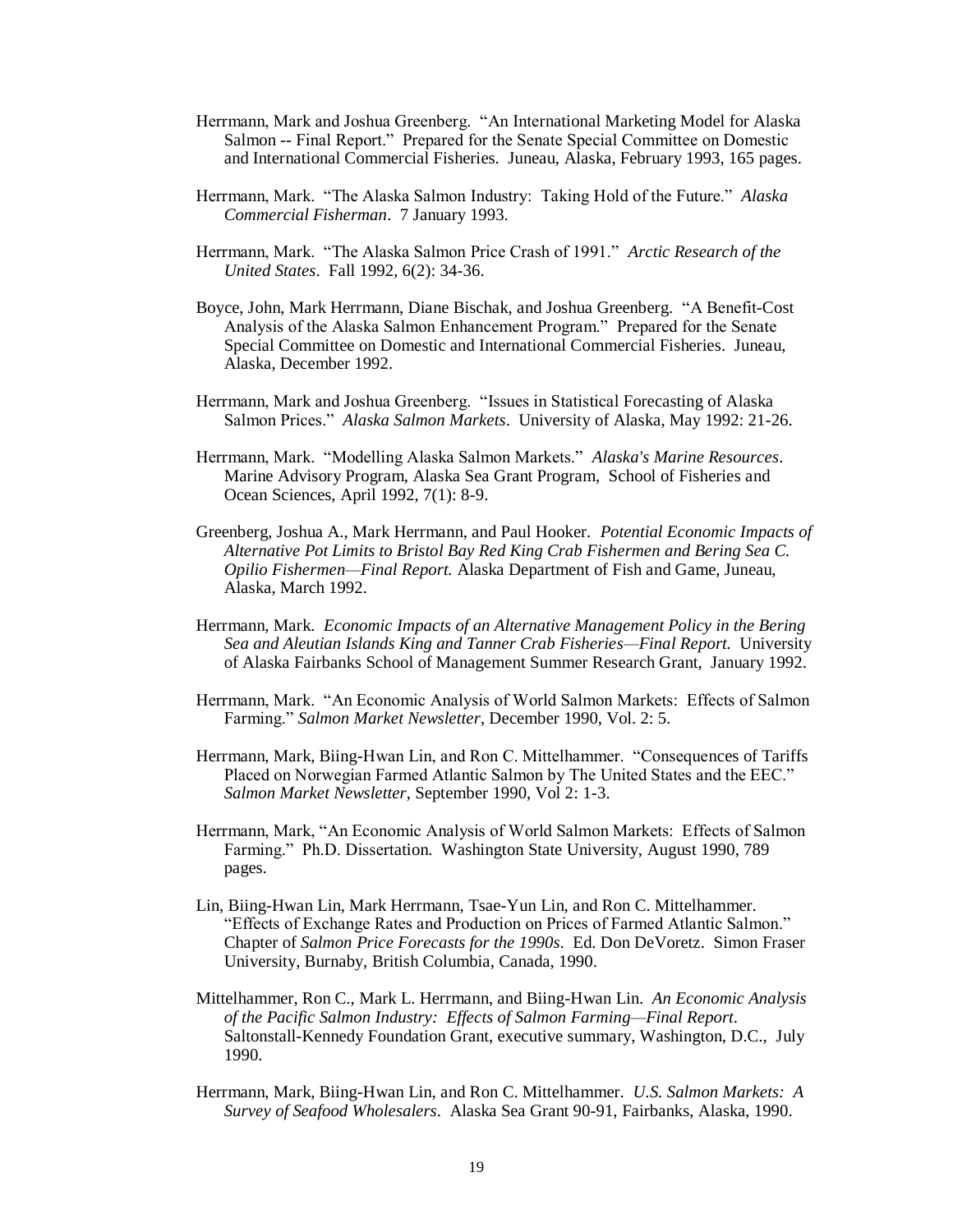Herrmann, Mark and Joshua Greenberg. "An International Marketing Model for Alaska Salmon -- Final Report." Prepared for the Senate Special Committee on Domestic and International Commercial Fisheries. Juneau, Alaska, February 1993, 165 pages.

Herrmann, Mark. "The Alaska Salmon Industry: Taking Hold of the Future." *Alaska Commercial Fisherman*. 7 January 1993.

Herrmann, Mark. "The Alaska Salmon Price Crash of 1991." *Arctic Research of the United States*. Fall 1992, 6(2): 34-36.

Boyce, John, Mark Herrmann, Diane Bischak, and Joshua Greenberg. "A Benefit-Cost Analysis of the Alaska Salmon Enhancement Program." Prepared for the Senate Special Committee on Domestic and International Commercial Fisheries. Juneau, Alaska, December 1992.

Herrmann, Mark and Joshua Greenberg. "Issues in Statistical Forecasting of Alaska Salmon Prices." *Alaska Salmon Markets*. University of Alaska, May 1992: 21-26.

Herrmann, Mark. "Modelling Alaska Salmon Markets." *Alaska's Marine Resources*. Marine Advisory Program, Alaska Sea Grant Program, School of Fisheries and Ocean Sciences, April 1992, 7(1): 8-9.

Greenberg, Joshua A., Mark Herrmann, and Paul Hooker. *Potential Economic Impacts of Alternative Pot Limits to Bristol Bay Red King Crab Fishermen and Bering Sea C. Opilio Fishermen—Final Report.* Alaska Department of Fish and Game, Juneau, Alaska, March 1992.

Herrmann, Mark. *Economic Impacts of an Alternative Management Policy in the Bering Sea and Aleutian Islands King and Tanner Crab Fisheries—Final Report.* University of Alaska Fairbanks School of Management Summer Research Grant, January 1992.

Herrmann, Mark. "An Economic Analysis of World Salmon Markets: Effects of Salmon Farming." *Salmon Market Newsletter*, December 1990, Vol. 2: 5.

Herrmann, Mark, Biing-Hwan Lin, and Ron C. Mittelhammer. "Consequences of Tariffs Placed on Norwegian Farmed Atlantic Salmon by The United States and the EEC." *Salmon Market Newsletter*, September 1990, Vol 2: 1-3.

Herrmann, Mark, "An Economic Analysis of World Salmon Markets: Effects of Salmon Farming." Ph.D. Dissertation. Washington State University, August 1990, 789 pages.

Lin, Biing-Hwan Lin, Mark Herrmann, Tsae-Yun Lin, and Ron C. Mittelhammer. "Effects of Exchange Rates and Production on Prices of Farmed Atlantic Salmon." Chapter of *Salmon Price Forecasts for the 1990s*. Ed. Don DeVoretz. Simon Fraser University, Burnaby, British Columbia, Canada, 1990.

Mittelhammer, Ron C., Mark L. Herrmann, and Biing-Hwan Lin. *An Economic Analysis of the Pacific Salmon Industry: Effects of Salmon Farming—Final Report*. Saltonstall-Kennedy Foundation Grant, executive summary, Washington, D.C., July 1990.

Herrmann, Mark, Biing-Hwan Lin, and Ron C. Mittelhammer. *U.S. Salmon Markets: A Survey of Seafood Wholesalers*. Alaska Sea Grant 90-91, Fairbanks, Alaska, 1990.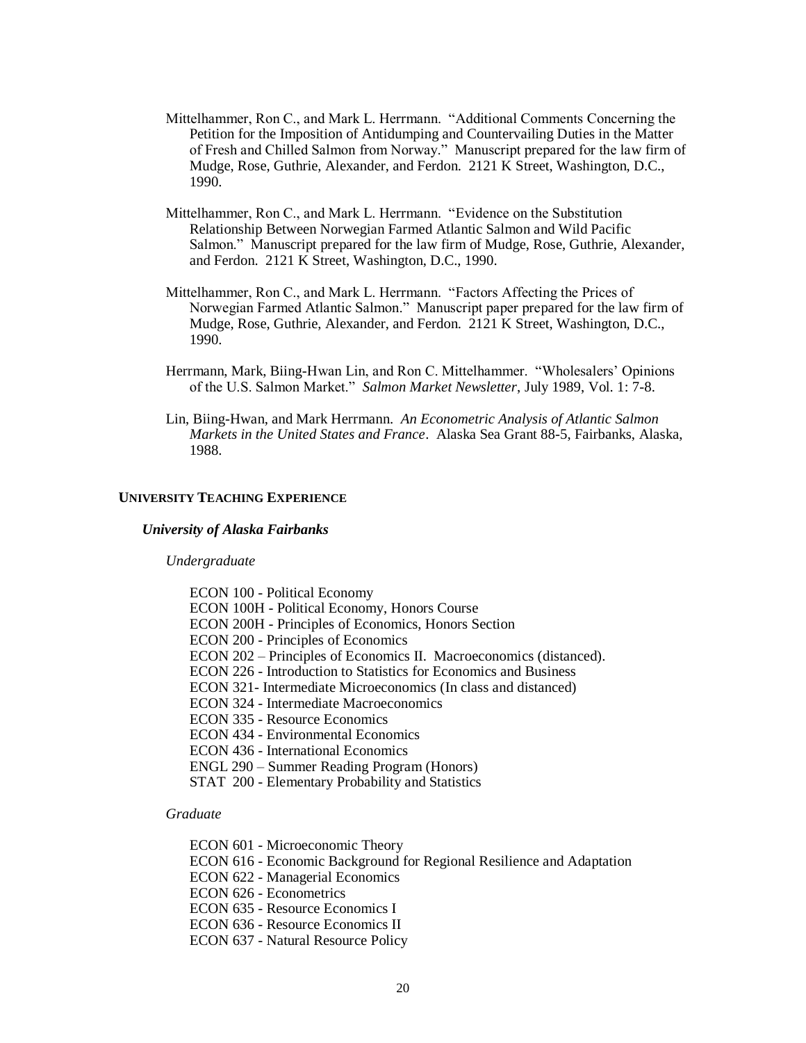Mittelhammer, Ron C., and Mark L. Herrmann. "Additional Comments Concerning the Petition for the Imposition of Antidumping and Countervailing Duties in the Matter of Fresh and Chilled Salmon from Norway." Manuscript prepared for the law firm of Mudge, Rose, Guthrie, Alexander, and Ferdon. 2121 K Street, Washington, D.C., 1990.

Mittelhammer, Ron C., and Mark L. Herrmann. "Evidence on the Substitution Relationship Between Norwegian Farmed Atlantic Salmon and Wild Pacific Salmon." Manuscript prepared for the law firm of Mudge, Rose, Guthrie, Alexander, and Ferdon. 2121 K Street, Washington, D.C., 1990.

Mittelhammer, Ron C., and Mark L. Herrmann. "Factors Affecting the Prices of Norwegian Farmed Atlantic Salmon." Manuscript paper prepared for the law firm of Mudge, Rose, Guthrie, Alexander, and Ferdon. 2121 K Street, Washington, D.C., 1990.

Herrmann, Mark, Biing-Hwan Lin, and Ron C. Mittelhammer. "Wholesalers' Opinions of the U.S. Salmon Market." *Salmon Market Newsletter*, July 1989, Vol. 1: 7-8.

Lin, Biing-Hwan, and Mark Herrmann. *An Econometric Analysis of Atlantic Salmon Markets in the United States and France*. Alaska Sea Grant 88-5, Fairbanks, Alaska, 1988.

## UNIVERSITY TEACHING EXPERIENCE

### *University of Alaska Fairbanks*

*Undergraduate*

ECON 100 - Political Economy
ECON 100H - Political Economy, Honors Course
ECON 200H - Principles of Economics, Honors Section
ECON 200 - Principles of Economics
ECON 202 – Principles of Economics II. Macroeconomics (distanced).
ECON 226 - Introduction to Statistics for Economics and Business
ECON 321- Intermediate Microeconomics (In class and distanced)
ECON 324 - Intermediate Macroeconomics
ECON 335 - Resource Economics
ECON 434 - Environmental Economics
ECON 436 - International Economics
ENGL 290 – Summer Reading Program (Honors)
STAT 200 - Elementary Probability and Statistics

*Graduate*

ECON 601 - Microeconomic Theory
ECON 616 - Economic Background for Regional Resilience and Adaptation
ECON 622 - Managerial Economics
ECON 626 - Econometrics
ECON 635 - Resource Economics I
ECON 636 - Resource Economics II
ECON 637 - Natural Resource Policy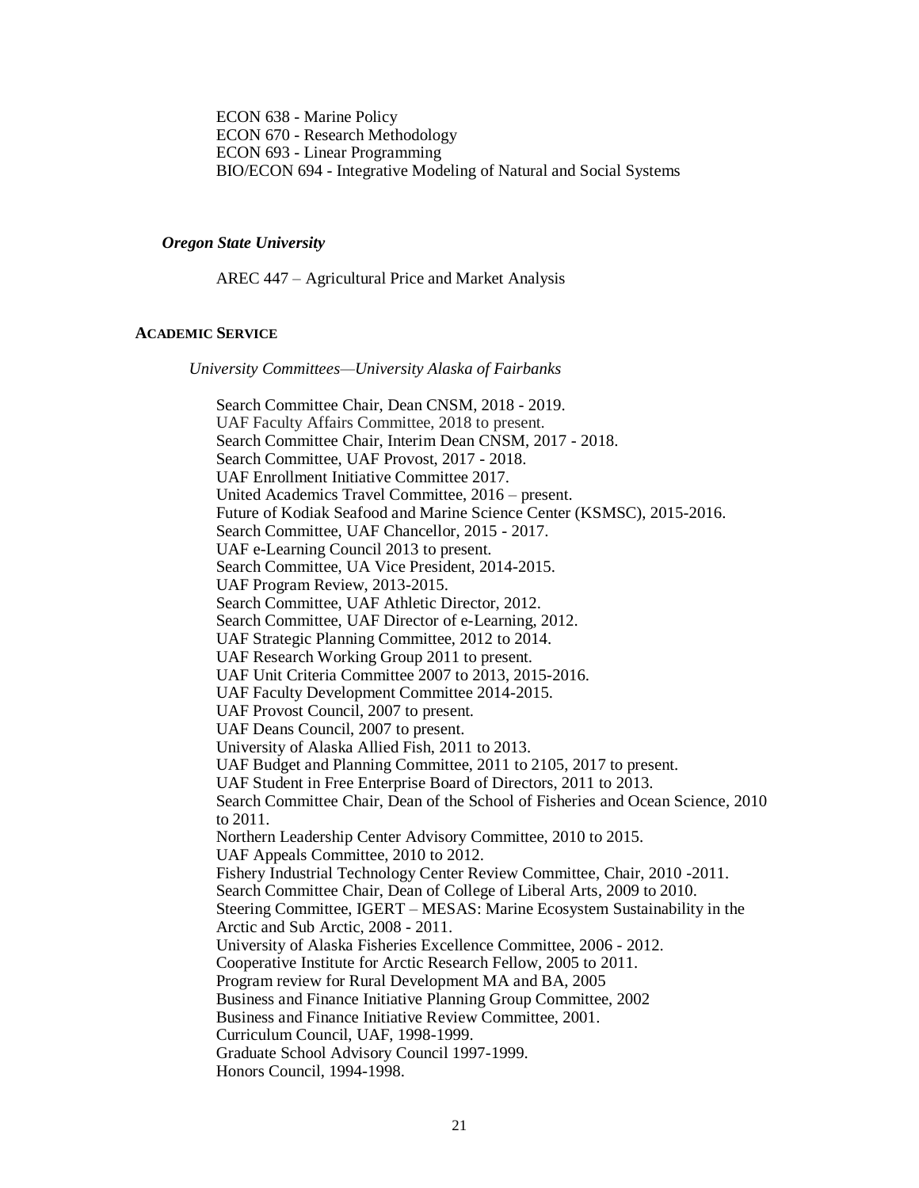ECON 638 - Marine Policy
ECON 670 - Research Methodology
ECON 693 - Linear Programming
BIO/ECON 694 - Integrative Modeling of Natural and Social Systems

***Oregon State University***

AREC 447 – Agricultural Price and Market Analysis

## ACADEMIC SERVICE

*University Committees—University Alaska of Fairbanks*

Search Committee Chair, Dean CNSM, 2018 - 2019.
UAF Faculty Affairs Committee, 2018 to present.
Search Committee Chair, Interim Dean CNSM, 2017 - 2018.
Search Committee, UAF Provost, 2017 - 2018.
UAF Enrollment Initiative Committee 2017.
United Academics Travel Committee, 2016 – present.
Future of Kodiak Seafood and Marine Science Center (KSMSC), 2015-2016.
Search Committee, UAF Chancellor, 2015 - 2017.
UAF e-Learning Council 2013 to present.
Search Committee, UA Vice President, 2014-2015.
UAF Program Review, 2013-2015.
Search Committee, UAF Athletic Director, 2012.
Search Committee, UAF Director of e-Learning, 2012.
UAF Strategic Planning Committee, 2012 to 2014.
UAF Research Working Group 2011 to present.
UAF Unit Criteria Committee 2007 to 2013, 2015-2016.
UAF Faculty Development Committee 2014-2015.
UAF Provost Council, 2007 to present.
UAF Deans Council, 2007 to present.
University of Alaska Allied Fish, 2011 to 2013.
UAF Budget and Planning Committee, 2011 to 2105, 2017 to present.
UAF Student in Free Enterprise Board of Directors, 2011 to 2013.
Search Committee Chair, Dean of the School of Fisheries and Ocean Science, 2010 to 2011.
Northern Leadership Center Advisory Committee, 2010 to 2015.
UAF Appeals Committee, 2010 to 2012.
Fishery Industrial Technology Center Review Committee, Chair, 2010 -2011.
Search Committee Chair, Dean of College of Liberal Arts, 2009 to 2010.
Steering Committee, IGERT – MESAS: Marine Ecosystem Sustainability in the Arctic and Sub Arctic, 2008 - 2011.
University of Alaska Fisheries Excellence Committee, 2006 - 2012.
Cooperative Institute for Arctic Research Fellow, 2005 to 2011.
Program review for Rural Development MA and BA, 2005
Business and Finance Initiative Planning Group Committee, 2002
Business and Finance Initiative Review Committee, 2001.
Curriculum Council, UAF, 1998-1999.
Graduate School Advisory Council 1997-1999.
Honors Council, 1994-1998.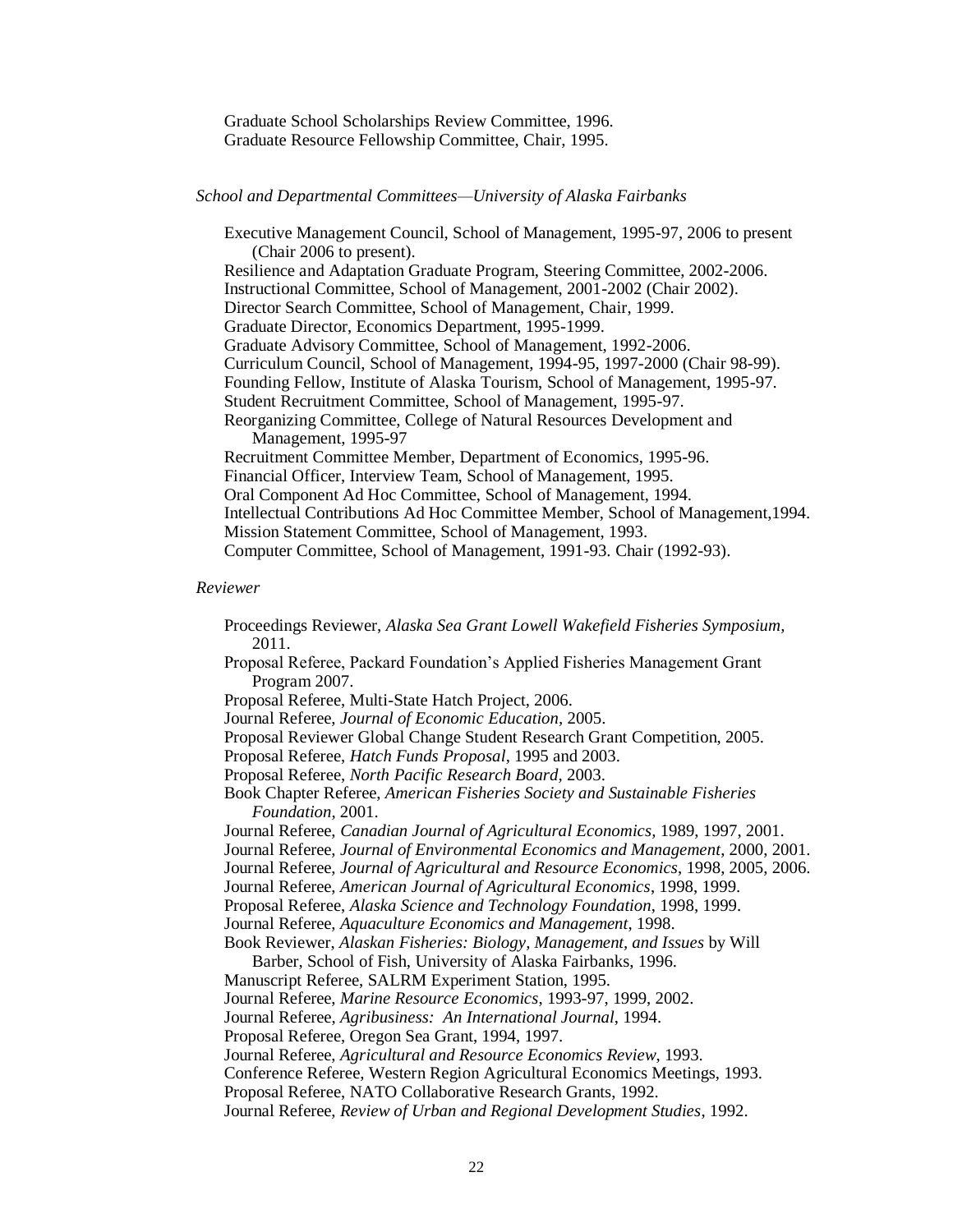Graduate School Scholarships Review Committee, 1996.  
Graduate Resource Fellowship Committee, Chair, 1995.

*School and Departmental Committees—University of Alaska Fairbanks*

Executive Management Council, School of Management, 1995-97, 2006 to present (Chair 2006 to present).  
Resilience and Adaptation Graduate Program, Steering Committee, 2002-2006.  
Instructional Committee, School of Management, 2001-2002 (Chair 2002).  
Director Search Committee, School of Management, Chair, 1999.  
Graduate Director, Economics Department, 1995-1999.  
Graduate Advisory Committee, School of Management, 1992-2006.  
Curriculum Council, School of Management, 1994-95, 1997-2000 (Chair 98-99).  
Founding Fellow, Institute of Alaska Tourism, School of Management, 1995-97.  
Student Recruitment Committee, School of Management, 1995-97.  
Reorganizing Committee, College of Natural Resources Development and Management, 1995-97  
Recruitment Committee Member, Department of Economics, 1995-96.  
Financial Officer, Interview Team, School of Management, 1995.  
Oral Component Ad Hoc Committee, School of Management, 1994.  
Intellectual Contributions Ad Hoc Committee Member, School of Management,1994.  
Mission Statement Committee, School of Management, 1993.  
Computer Committee, School of Management, 1991-93. Chair (1992-93).

*Reviewer*

Proceedings Reviewer, *Alaska Sea Grant Lowell Wakefield Fisheries Symposium*, 2011.  
Proposal Referee, Packard Foundation's Applied Fisheries Management Grant Program 2007.  
Proposal Referee, Multi-State Hatch Project, 2006.  
Journal Referee, *Journal of Economic Education*, 2005.  
Proposal Reviewer Global Change Student Research Grant Competition, 2005.  
Proposal Referee, *Hatch Funds Proposal*, 1995 and 2003.  
Proposal Referee, *North Pacific Research Board*, 2003.  
Book Chapter Referee, *American Fisheries Society and Sustainable Fisheries Foundation*, 2001.  
Journal Referee, *Canadian Journal of Agricultural Economics*, 1989, 1997, 2001.  
Journal Referee, *Journal of Environmental Economics and Management*, 2000, 2001.  
Journal Referee, *Journal of Agricultural and Resource Economics*, 1998, 2005, 2006.  
Journal Referee, *American Journal of Agricultural Economics*, 1998, 1999.  
Proposal Referee, *Alaska Science and Technology Foundation*, 1998, 1999.  
Journal Referee, *Aquaculture Economics and Management*, 1998.  
Book Reviewer, *Alaskan Fisheries: Biology, Management, and Issues* by Will Barber, School of Fish, University of Alaska Fairbanks, 1996.  
Manuscript Referee, SALRM Experiment Station, 1995.  
Journal Referee, *Marine Resource Economics*, 1993-97, 1999, 2002.  
Journal Referee, *Agribusiness: An International Journal*, 1994.  
Proposal Referee, Oregon Sea Grant, 1994, 1997.  
Journal Referee, *Agricultural and Resource Economics Review*, 1993.  
Conference Referee, Western Region Agricultural Economics Meetings, 1993.  
Proposal Referee, NATO Collaborative Research Grants, 1992.  
Journal Referee, *Review of Urban and Regional Development Studies*, 1992.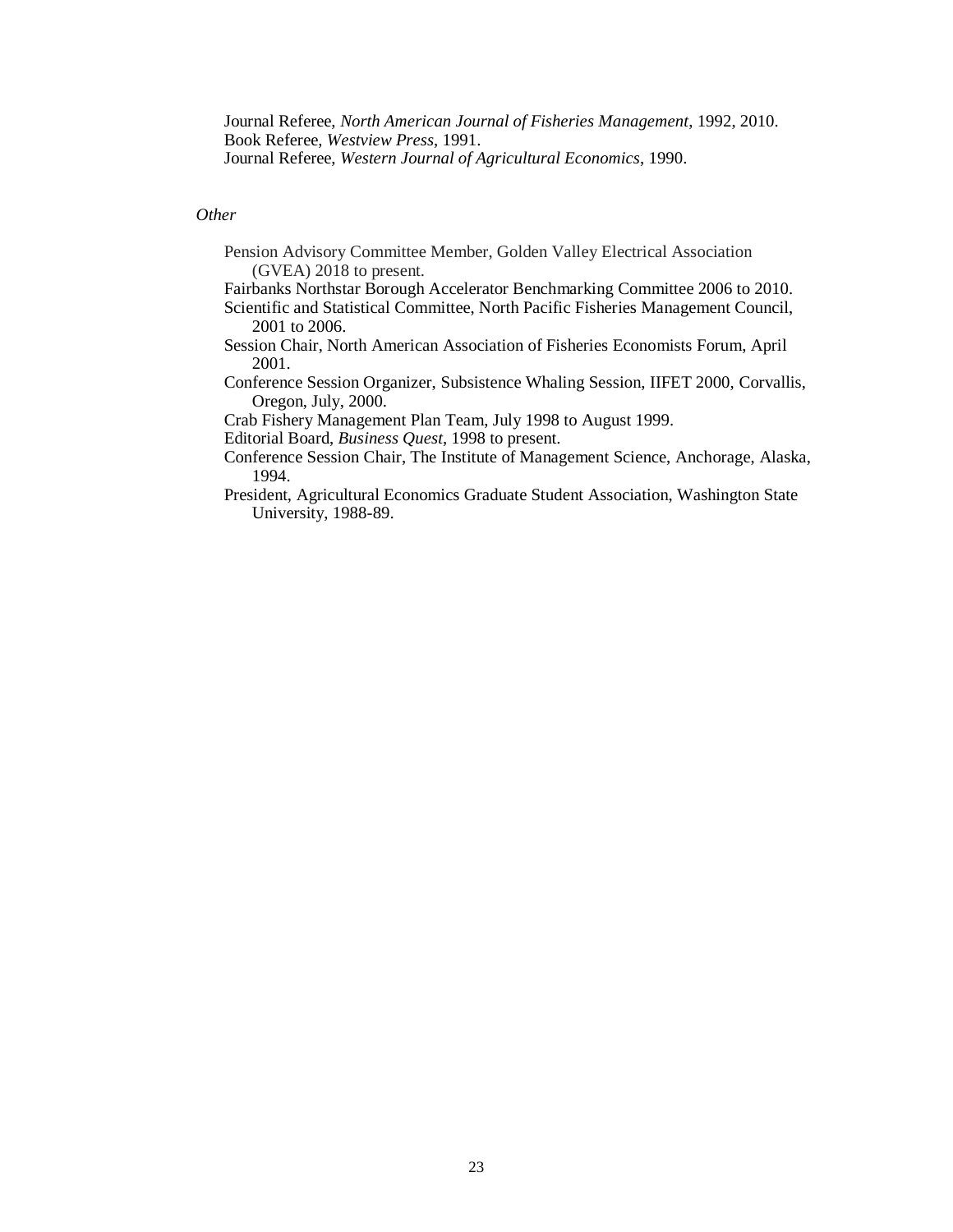Journal Referee, *North American Journal of Fisheries Management*, 1992, 2010.
Book Referee, *Westview Press*, 1991.
Journal Referee, *Western Journal of Agricultural Economics*, 1990.

*Other*

Pension Advisory Committee Member, Golden Valley Electrical Association (GVEA) 2018 to present.
Fairbanks Northstar Borough Accelerator Benchmarking Committee 2006 to 2010.
Scientific and Statistical Committee, North Pacific Fisheries Management Council, 2001 to 2006.
Session Chair, North American Association of Fisheries Economists Forum, April 2001.
Conference Session Organizer, Subsistence Whaling Session, IIFET 2000, Corvallis, Oregon, July, 2000.
Crab Fishery Management Plan Team, July 1998 to August 1999.
Editorial Board, *Business Quest*, 1998 to present.
Conference Session Chair, The Institute of Management Science, Anchorage, Alaska, 1994.
President, Agricultural Economics Graduate Student Association, Washington State University, 1988-89.